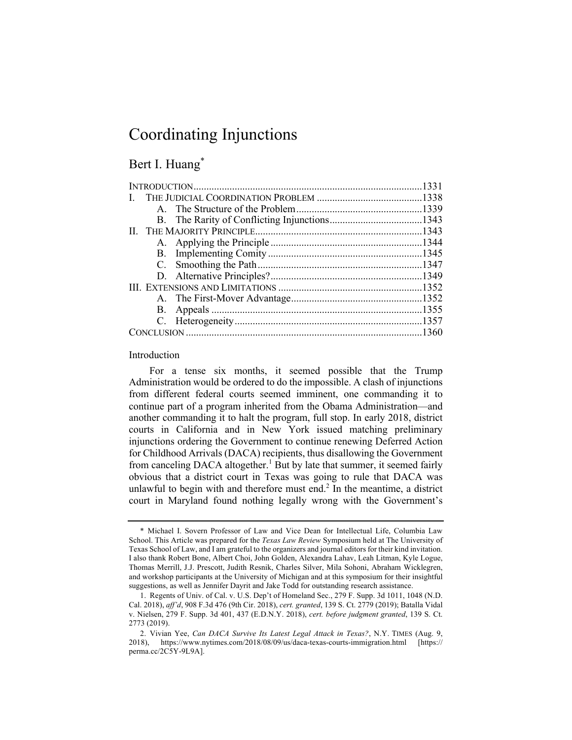# Coordinating Injunctions

## Bert I. Huang*

| | |
|---|---|
| Introduction | 1331 |
| I. The Judicial Coordination Problem | 1338 |
| A. The Structure of the Problem | 1339 |
| B. The Rarity of Conflicting Injunctions | 1343 |
| II. The Majority Principle | 1343 |
| A. Applying the Principle | 1344 |
| B. Implementing Comity | 1345 |
| C. Smoothing the Path | 1347 |
| D. Alternative Principles? | 1349 |
| III. Extensions and Limitations | 1352 |
| A. The First-Mover Advantage | 1352 |
| B. Appeals | 1355 |
| C. Heterogeneity | 1357 |
| Conclusion | 1360 |

### Introduction

For a tense six months, it seemed possible that the Trump Administration would be ordered to do the impossible. A clash of injunctions from different federal courts seemed imminent, one commanding it to continue part of a program inherited from the Obama Administration—and another commanding it to halt the program, full stop. In early 2018, district courts in California and in New York issued matching preliminary injunctions ordering the Government to continue renewing Deferred Action for Childhood Arrivals (DACA) recipients, thus disallowing the Government from canceling DACA altogether.[1] But by late that summer, it seemed fairly obvious that a district court in Texas was going to rule that DACA was unlawful to begin with and therefore must end.[2] In the meantime, a district court in Maryland found nothing legally wrong with the Government's

---

\* Michael I. Sovern Professor of Law and Vice Dean for Intellectual Life, Columbia Law School. This Article was prepared for the *Texas Law Review* Symposium held at The University of Texas School of Law, and I am grateful to the organizers and journal editors for their kind invitation. I also thank Robert Bone, Albert Choi, John Golden, Alexandra Lahav, Leah Litman, Kyle Logue, Thomas Merrill, J.J. Prescott, Judith Resnik, Charles Silver, Mila Sohoni, Abraham Wicklegren, and workshop participants at the University of Michigan and at this symposium for their insightful suggestions, as well as Jennifer Dayrit and Jake Todd for outstanding research assistance.

1. Regents of Univ. of Cal. v. U.S. Dep't of Homeland Sec., 279 F. Supp. 3d 1011, 1048 (N.D. Cal. 2018), *aff'd*, 908 F.3d 476 (9th Cir. 2018), *cert. granted*, 139 S. Ct. 2779 (2019); Batalla Vidal v. Nielsen, 279 F. Supp. 3d 401, 437 (E.D.N.Y. 2018), *cert. before judgment granted*, 139 S. Ct. 2773 (2019).

2. Vivian Yee, *Can DACA Survive Its Latest Legal Attack in Texas?*, N.Y. Times (Aug. 9, 2018), https://www.nytimes.com/2018/08/09/us/daca-texas-courts-immigration.html [https://perma.cc/2C5Y-9L9A].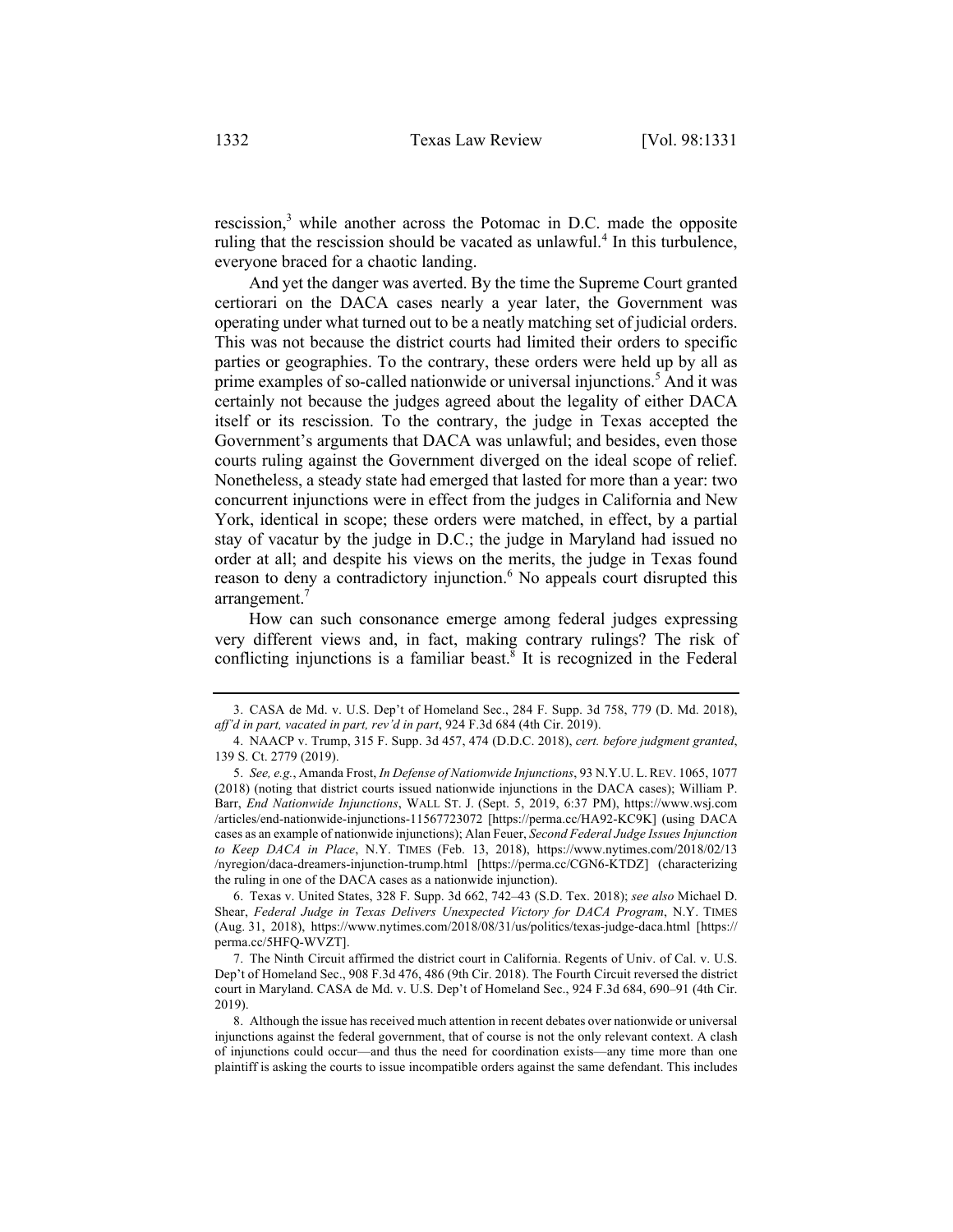rescission,[3] while another across the Potomac in D.C. made the opposite ruling that the rescission should be vacated as unlawful.[4] In this turbulence, everyone braced for a chaotic landing.

And yet the danger was averted. By the time the Supreme Court granted certiorari on the DACA cases nearly a year later, the Government was operating under what turned out to be a neatly matching set of judicial orders. This was not because the district courts had limited their orders to specific parties or geographies. To the contrary, these orders were held up by all as prime examples of so-called nationwide or universal injunctions.[5] And it was certainly not because the judges agreed about the legality of either DACA itself or its rescission. To the contrary, the judge in Texas accepted the Government's arguments that DACA was unlawful; and besides, even those courts ruling against the Government diverged on the ideal scope of relief. Nonetheless, a steady state had emerged that lasted for more than a year: two concurrent injunctions were in effect from the judges in California and New York, identical in scope; these orders were matched, in effect, by a partial stay of vacatur by the judge in D.C.; the judge in Maryland had issued no order at all; and despite his views on the merits, the judge in Texas found reason to deny a contradictory injunction.[6] No appeals court disrupted this arrangement.[7]

How can such consonance emerge among federal judges expressing very different views and, in fact, making contrary rulings? The risk of conflicting injunctions is a familiar beast.[8] It is recognized in the Federal

---

3. CASA de Md. v. U.S. Dep't of Homeland Sec., 284 F. Supp. 3d 758, 779 (D. Md. 2018), *aff'd in part, vacated in part, rev'd in part*, 924 F.3d 684 (4th Cir. 2019).

4. NAACP v. Trump, 315 F. Supp. 3d 457, 474 (D.D.C. 2018), *cert. before judgment granted*, 139 S. Ct. 2779 (2019).

5. *See, e.g.*, Amanda Frost, *In Defense of Nationwide Injunctions*, 93 N.Y.U. L. REV. 1065, 1077 (2018) (noting that district courts issued nationwide injunctions in the DACA cases); William P. Barr, *End Nationwide Injunctions*, WALL ST. J. (Sept. 5, 2019, 6:37 PM), https://www.wsj.com/articles/end-nationwide-injunctions-11567723072 [https://perma.cc/HA92-KC9K] (using DACA cases as an example of nationwide injunctions); Alan Feuer, *Second Federal Judge Issues Injunction to Keep DACA in Place*, N.Y. TIMES (Feb. 13, 2018), https://www.nytimes.com/2018/02/13/nyregion/daca-dreamers-injunction-trump.html [https://perma.cc/CGN6-KTDZ] (characterizing the ruling in one of the DACA cases as a nationwide injunction).

6. Texas v. United States, 328 F. Supp. 3d 662, 742–43 (S.D. Tex. 2018); *see also* Michael D. Shear, *Federal Judge in Texas Delivers Unexpected Victory for DACA Program*, N.Y. TIMES (Aug. 31, 2018), https://www.nytimes.com/2018/08/31/us/politics/texas-judge-daca.html [https://perma.cc/5HFQ-WVZT].

7. The Ninth Circuit affirmed the district court in California. Regents of Univ. of Cal. v. U.S. Dep't of Homeland Sec., 908 F.3d 476, 486 (9th Cir. 2018). The Fourth Circuit reversed the district court in Maryland. CASA de Md. v. U.S. Dep't of Homeland Sec., 924 F.3d 684, 690–91 (4th Cir. 2019).

8. Although the issue has received much attention in recent debates over nationwide or universal injunctions against the federal government, that of course is not the only relevant context. A clash of injunctions could occur—and thus the need for coordination exists—any time more than one plaintiff is asking the courts to issue incompatible orders against the same defendant. This includes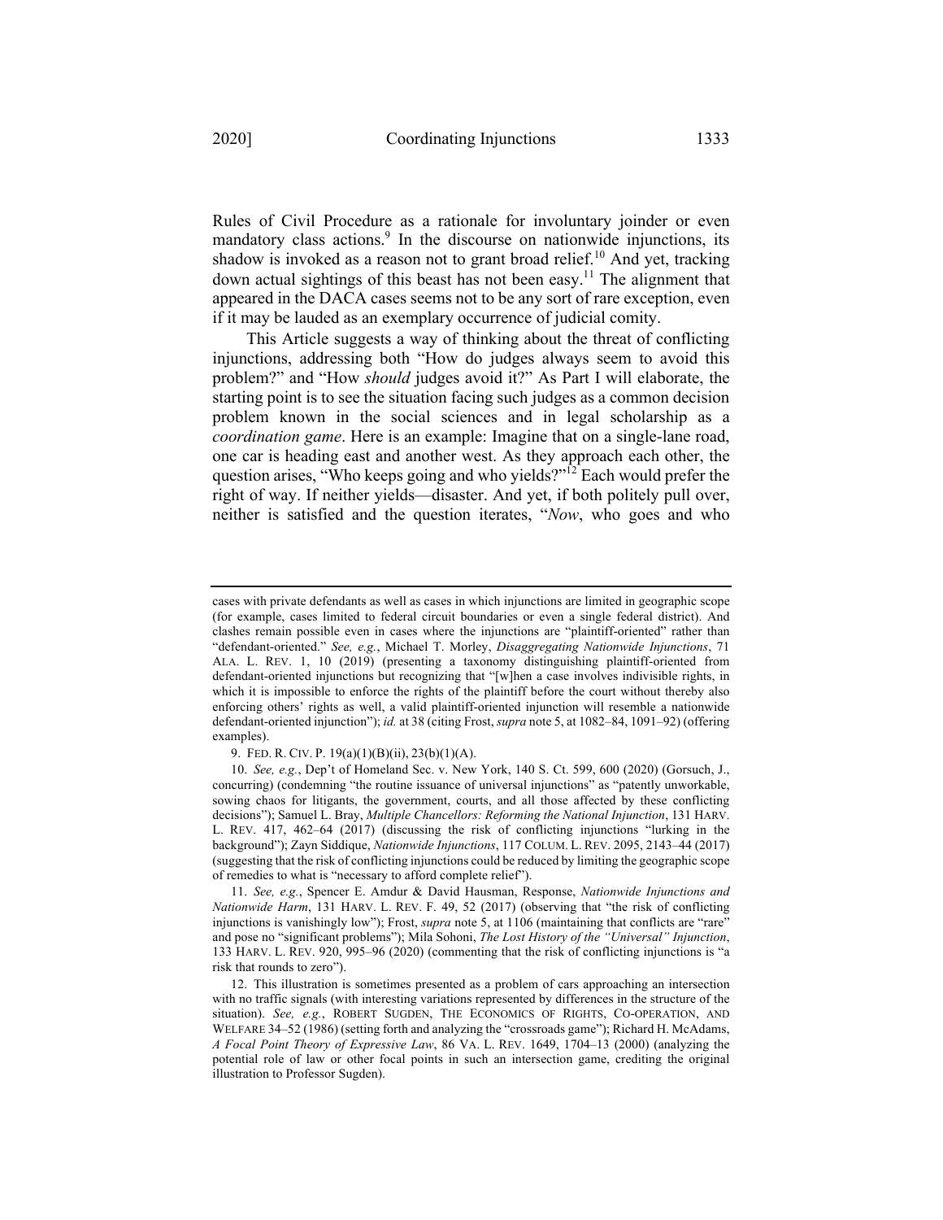Rules of Civil Procedure as a rationale for involuntary joinder or even mandatory class actions.[9] In the discourse on nationwide injunctions, its shadow is invoked as a reason not to grant broad relief.[10] And yet, tracking down actual sightings of this beast has not been easy.[11] The alignment that appeared in the DACA cases seems not to be any sort of rare exception, even if it may be lauded as an exemplary occurrence of judicial comity.

This Article suggests a way of thinking about the threat of conflicting injunctions, addressing both "How do judges always seem to avoid this problem?" and "How *should* judges avoid it?" As Part I will elaborate, the starting point is to see the situation facing such judges as a common decision problem known in the social sciences and in legal scholarship as a *coordination game*. Here is an example: Imagine that on a single-lane road, one car is heading east and another west. As they approach each other, the question arises, "Who keeps going and who yields?"[12] Each would prefer the right of way. If neither yields—disaster. And yet, if both politely pull over, neither is satisfied and the question iterates, "*Now*, who goes and who

---

cases with private defendants as well as cases in which injunctions are limited in geographic scope (for example, cases limited to federal circuit boundaries or even a single federal district). And clashes remain possible even in cases where the injunctions are "plaintiff-oriented" rather than "defendant-oriented." *See, e.g.*, Michael T. Morley, *Disaggregating Nationwide Injunctions*, 71 ALA. L. REV. 1, 10 (2019) (presenting a taxonomy distinguishing plaintiff-oriented from defendant-oriented injunctions but recognizing that "[w]hen a case involves indivisible rights, in which it is impossible to enforce the rights of the plaintiff before the court without thereby also enforcing others' rights as well, a valid plaintiff-oriented injunction will resemble a nationwide defendant-oriented injunction"); *id.* at 38 (citing Frost, *supra* note 5, at 1082–84, 1091–92) (offering examples).

9. FED. R. CIV. P. 19(a)(1)(B)(ii), 23(b)(1)(A).

10. *See, e.g.*, Dep't of Homeland Sec. v. New York, 140 S. Ct. 599, 600 (2020) (Gorsuch, J., concurring) (condemning "the routine issuance of universal injunctions" as "patently unworkable, sowing chaos for litigants, the government, courts, and all those affected by these conflicting decisions"); Samuel L. Bray, *Multiple Chancellors: Reforming the National Injunction*, 131 HARV. L. REV. 417, 462–64 (2017) (discussing the risk of conflicting injunctions "lurking in the background"); Zayn Siddique, *Nationwide Injunctions*, 117 COLUM. L. REV. 2095, 2143–44 (2017) (suggesting that the risk of conflicting injunctions could be reduced by limiting the geographic scope of remedies to what is "necessary to afford complete relief").

11. *See, e.g.*, Spencer E. Amdur & David Hausman, Response, *Nationwide Injunctions and Nationwide Harm*, 131 HARV. L. REV. F. 49, 52 (2017) (observing that "the risk of conflicting injunctions is vanishingly low"); Frost, *supra* note 5, at 1106 (maintaining that conflicts are "rare" and pose no "significant problems"); Mila Sohoni, *The Lost History of the "Universal" Injunction*, 133 HARV. L. REV. 920, 995–96 (2020) (commenting that the risk of conflicting injunctions is "a risk that rounds to zero").

12. This illustration is sometimes presented as a problem of cars approaching an intersection with no traffic signals (with interesting variations represented by differences in the structure of the situation). *See, e.g.*, ROBERT SUGDEN, THE ECONOMICS OF RIGHTS, CO-OPERATION, AND WELFARE 34–52 (1986) (setting forth and analyzing the "crossroads game"); Richard H. McAdams, *A Focal Point Theory of Expressive Law*, 86 VA. L. REV. 1649, 1704–13 (2000) (analyzing the potential role of law or other focal points in such an intersection game, crediting the original illustration to Professor Sugden).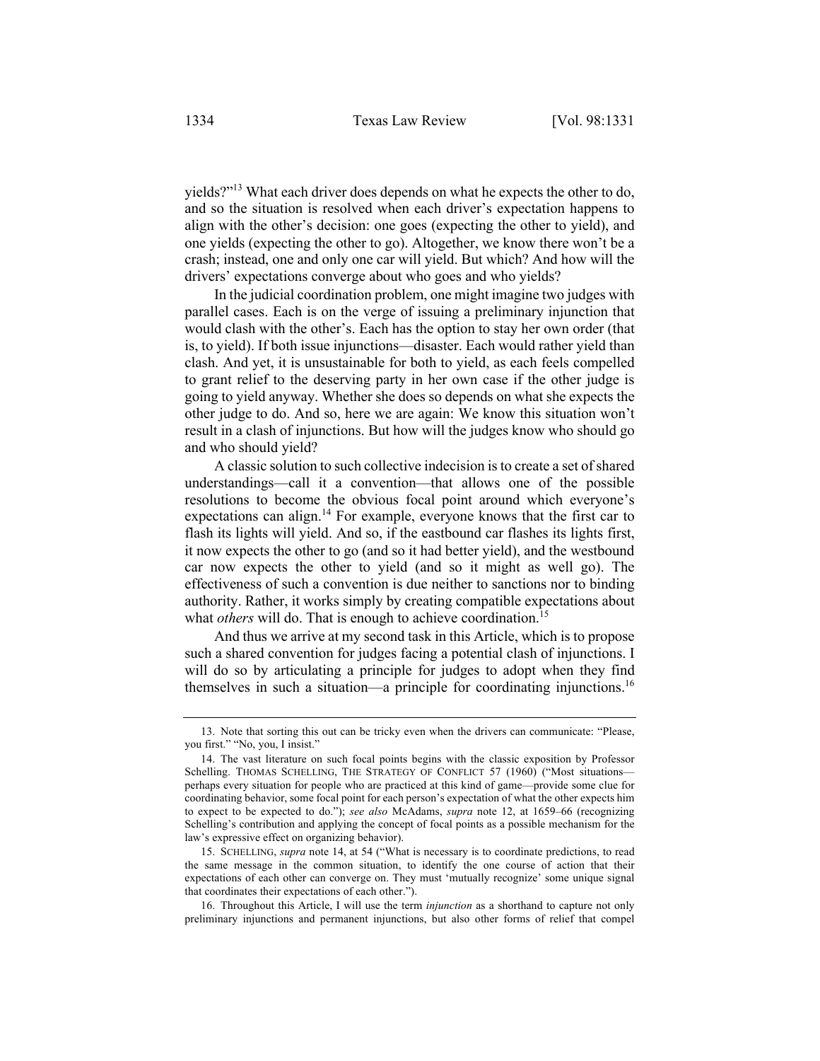yields?"[13] What each driver does depends on what he expects the other to do, and so the situation is resolved when each driver's expectation happens to align with the other's decision: one goes (expecting the other to yield), and one yields (expecting the other to go). Altogether, we know there won't be a crash; instead, one and only one car will yield. But which? And how will the drivers' expectations converge about who goes and who yields?

In the judicial coordination problem, one might imagine two judges with parallel cases. Each is on the verge of issuing a preliminary injunction that would clash with the other's. Each has the option to stay her own order (that is, to yield). If both issue injunctions—disaster. Each would rather yield than clash. And yet, it is unsustainable for both to yield, as each feels compelled to grant relief to the deserving party in her own case if the other judge is going to yield anyway. Whether she does so depends on what she expects the other judge to do. And so, here we are again: We know this situation won't result in a clash of injunctions. But how will the judges know who should go and who should yield?

A classic solution to such collective indecision is to create a set of shared understandings—call it a convention—that allows one of the possible resolutions to become the obvious focal point around which everyone's expectations can align.[14] For example, everyone knows that the first car to flash its lights will yield. And so, if the eastbound car flashes its lights first, it now expects the other to go (and so it had better yield), and the westbound car now expects the other to yield (and so it might as well go). The effectiveness of such a convention is due neither to sanctions nor to binding authority. Rather, it works simply by creating compatible expectations about what *others* will do. That is enough to achieve coordination.[15]

And thus we arrive at my second task in this Article, which is to propose such a shared convention for judges facing a potential clash of injunctions. I will do so by articulating a principle for judges to adopt when they find themselves in such a situation—a principle for coordinating injunctions.[16]

---

13. Note that sorting this out can be tricky even when the drivers can communicate: "Please, you first." "No, you, I insist."

14. The vast literature on such focal points begins with the classic exposition by Professor Schelling. THOMAS SCHELLING, THE STRATEGY OF CONFLICT 57 (1960) ("Most situations—perhaps every situation for people who are practiced at this kind of game—provide some clue for coordinating behavior, some focal point for each person's expectation of what the other expects him to expect to be expected to do."); *see also* McAdams, *supra* note 12, at 1659–66 (recognizing Schelling's contribution and applying the concept of focal points as a possible mechanism for the law's expressive effect on organizing behavior).

15. SCHELLING, *supra* note 14, at 54 ("What is necessary is to coordinate predictions, to read the same message in the common situation, to identify the one course of action that their expectations of each other can converge on. They must 'mutually recognize' some unique signal that coordinates their expectations of each other.").

16. Throughout this Article, I will use the term *injunction* as a shorthand to capture not only preliminary injunctions and permanent injunctions, but also other forms of relief that compel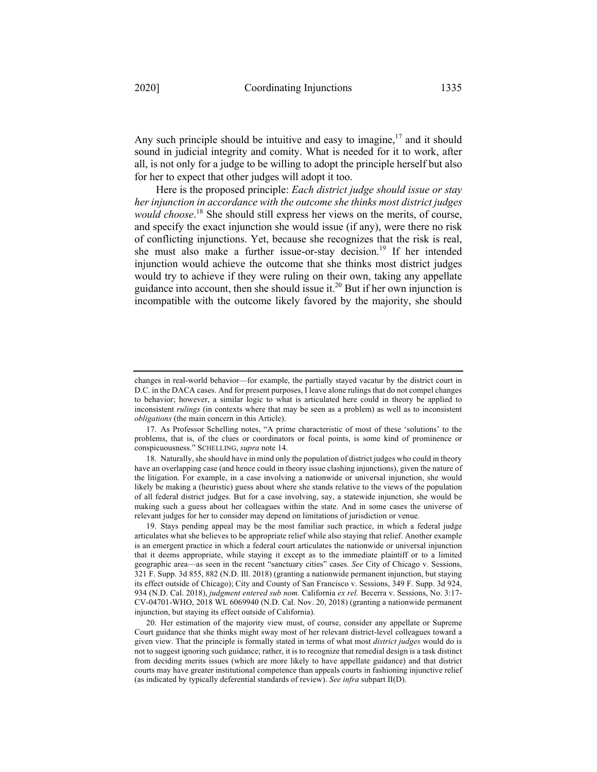Any such principle should be intuitive and easy to imagine,[17] and it should sound in judicial integrity and comity. What is needed for it to work, after all, is not only for a judge to be willing to adopt the principle herself but also for her to expect that other judges will adopt it too.

Here is the proposed principle: *Each district judge should issue or stay her injunction in accordance with the outcome she thinks most district judges would choose*.[18] She should still express her views on the merits, of course, and specify the exact injunction she would issue (if any), were there no risk of conflicting injunctions. Yet, because she recognizes that the risk is real, she must also make a further issue-or-stay decision.[19] If her intended injunction would achieve the outcome that she thinks most district judges would try to achieve if they were ruling on their own, taking any appellate guidance into account, then she should issue it.[20] But if her own injunction is incompatible with the outcome likely favored by the majority, she should

---

changes in real-world behavior—for example, the partially stayed vacatur by the district court in D.C. in the DACA cases. And for present purposes, I leave alone rulings that do not compel changes to behavior; however, a similar logic to what is articulated here could in theory be applied to inconsistent *rulings* (in contexts where that may be seen as a problem) as well as to inconsistent *obligations* (the main concern in this Article).

17. As Professor Schelling notes, "A prime characteristic of most of these 'solutions' to the problems, that is, of the clues or coordinators or focal points, is some kind of prominence or conspicuousness." SCHELLING, *supra* note 14.

18. Naturally, she should have in mind only the population of district judges who could in theory have an overlapping case (and hence could in theory issue clashing injunctions), given the nature of the litigation. For example, in a case involving a nationwide or universal injunction, she would likely be making a (heuristic) guess about where she stands relative to the views of the population of all federal district judges. But for a case involving, say, a statewide injunction, she would be making such a guess about her colleagues within the state. And in some cases the universe of relevant judges for her to consider may depend on limitations of jurisdiction or venue.

19. Stays pending appeal may be the most familiar such practice, in which a federal judge articulates what she believes to be appropriate relief while also staying that relief. Another example is an emergent practice in which a federal court articulates the nationwide or universal injunction that it deems appropriate, while staying it except as to the immediate plaintiff or to a limited geographic area—as seen in the recent "sanctuary cities" cases. *See* City of Chicago v. Sessions, 321 F. Supp. 3d 855, 882 (N.D. Ill. 2018) (granting a nationwide permanent injunction, but staying its effect outside of Chicago); City and County of San Francisco v. Sessions, 349 F. Supp. 3d 924, 934 (N.D. Cal. 2018), *judgment entered sub nom.* California *ex rel.* Becerra v. Sessions, No. 3:17-CV-04701-WHO, 2018 WL 6069940 (N.D. Cal. Nov. 20, 2018) (granting a nationwide permanent injunction, but staying its effect outside of California).

20. Her estimation of the majority view must, of course, consider any appellate or Supreme Court guidance that she thinks might sway most of her relevant district-level colleagues toward a given view. That the principle is formally stated in terms of what most *district judges* would do is not to suggest ignoring such guidance; rather, it is to recognize that remedial design is a task distinct from deciding merits issues (which are more likely to have appellate guidance) and that district courts may have greater institutional competence than appeals courts in fashioning injunctive relief (as indicated by typically deferential standards of review). *See infra* subpart II(D).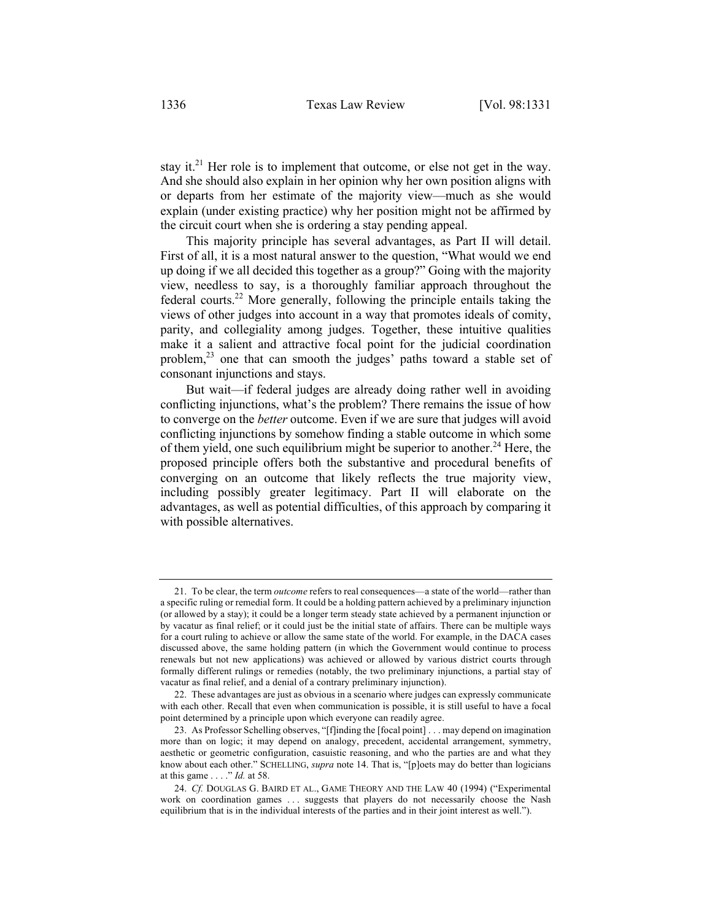stay it.[21] Her role is to implement that outcome, or else not get in the way. And she should also explain in her opinion why her own position aligns with or departs from her estimate of the majority view—much as she would explain (under existing practice) why her position might not be affirmed by the circuit court when she is ordering a stay pending appeal.

This majority principle has several advantages, as Part II will detail. First of all, it is a most natural answer to the question, "What would we end up doing if we all decided this together as a group?" Going with the majority view, needless to say, is a thoroughly familiar approach throughout the federal courts.[22] More generally, following the principle entails taking the views of other judges into account in a way that promotes ideals of comity, parity, and collegiality among judges. Together, these intuitive qualities make it a salient and attractive focal point for the judicial coordination problem,[23] one that can smooth the judges' paths toward a stable set of consonant injunctions and stays.

But wait—if federal judges are already doing rather well in avoiding conflicting injunctions, what's the problem? There remains the issue of how to converge on the *better* outcome. Even if we are sure that judges will avoid conflicting injunctions by somehow finding a stable outcome in which some of them yield, one such equilibrium might be superior to another.[24] Here, the proposed principle offers both the substantive and procedural benefits of converging on an outcome that likely reflects the true majority view, including possibly greater legitimacy. Part II will elaborate on the advantages, as well as potential difficulties, of this approach by comparing it with possible alternatives.

---

21. To be clear, the term *outcome* refers to real consequences—a state of the world—rather than a specific ruling or remedial form. It could be a holding pattern achieved by a preliminary injunction (or allowed by a stay); it could be a longer term steady state achieved by a permanent injunction or by vacatur as final relief; or it could just be the initial state of affairs. There can be multiple ways for a court ruling to achieve or allow the same state of the world. For example, in the DACA cases discussed above, the same holding pattern (in which the Government would continue to process renewals but not new applications) was achieved or allowed by various district courts through formally different rulings or remedies (notably, the two preliminary injunctions, a partial stay of vacatur as final relief, and a denial of a contrary preliminary injunction).

22. These advantages are just as obvious in a scenario where judges can expressly communicate with each other. Recall that even when communication is possible, it is still useful to have a focal point determined by a principle upon which everyone can readily agree.

23. As Professor Schelling observes, "[f]inding the [focal point] . . . may depend on imagination more than on logic; it may depend on analogy, precedent, accidental arrangement, symmetry, aesthetic or geometric configuration, casuistic reasoning, and who the parties are and what they know about each other." SCHELLING, *supra* note 14. That is, "[p]oets may do better than logicians at this game . . . ." *Id.* at 58.

24. *Cf.* DOUGLAS G. BAIRD ET AL., GAME THEORY AND THE LAW 40 (1994) ("Experimental work on coordination games . . . suggests that players do not necessarily choose the Nash equilibrium that is in the individual interests of the parties and in their joint interest as well.").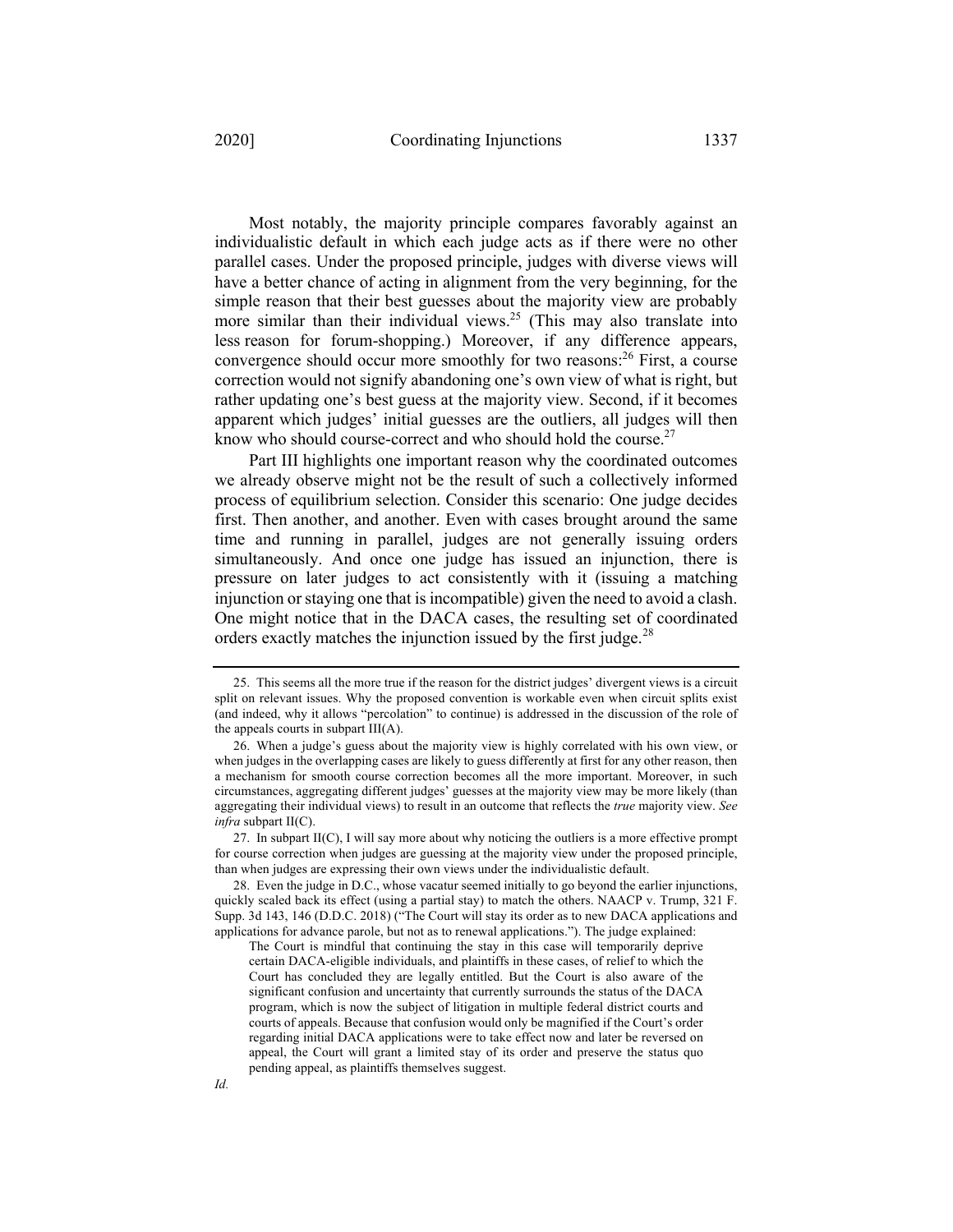Most notably, the majority principle compares favorably against an individualistic default in which each judge acts as if there were no other parallel cases. Under the proposed principle, judges with diverse views will have a better chance of acting in alignment from the very beginning, for the simple reason that their best guesses about the majority view are probably more similar than their individual views.[25] (This may also translate into less reason for forum-shopping.) Moreover, if any difference appears, convergence should occur more smoothly for two reasons:[26] First, a course correction would not signify abandoning one's own view of what is right, but rather updating one's best guess at the majority view. Second, if it becomes apparent which judges' initial guesses are the outliers, all judges will then know who should course-correct and who should hold the course.[27]

Part III highlights one important reason why the coordinated outcomes we already observe might not be the result of such a collectively informed process of equilibrium selection. Consider this scenario: One judge decides first. Then another, and another. Even with cases brought around the same time and running in parallel, judges are not generally issuing orders simultaneously. And once one judge has issued an injunction, there is pressure on later judges to act consistently with it (issuing a matching injunction or staying one that is incompatible) given the need to avoid a clash. One might notice that in the DACA cases, the resulting set of coordinated orders exactly matches the injunction issued by the first judge.[28]

---

25. This seems all the more true if the reason for the district judges' divergent views is a circuit split on relevant issues. Why the proposed convention is workable even when circuit splits exist (and indeed, why it allows "percolation" to continue) is addressed in the discussion of the role of the appeals courts in subpart III(A).

26. When a judge's guess about the majority view is highly correlated with his own view, or when judges in the overlapping cases are likely to guess differently at first for any other reason, then a mechanism for smooth course correction becomes all the more important. Moreover, in such circumstances, aggregating different judges' guesses at the majority view may be more likely (than aggregating their individual views) to result in an outcome that reflects the *true* majority view. *See infra* subpart II(C).

27. In subpart II(C), I will say more about why noticing the outliers is a more effective prompt for course correction when judges are guessing at the majority view under the proposed principle, than when judges are expressing their own views under the individualistic default.

28. Even the judge in D.C., whose vacatur seemed initially to go beyond the earlier injunctions, quickly scaled back its effect (using a partial stay) to match the others. NAACP v. Trump, 321 F. Supp. 3d 143, 146 (D.D.C. 2018) ("The Court will stay its order as to new DACA applications and applications for advance parole, but not as to renewal applications."). The judge explained:

> The Court is mindful that continuing the stay in this case will temporarily deprive certain DACA-eligible individuals, and plaintiffs in these cases, of relief to which the Court has concluded they are legally entitled. But the Court is also aware of the significant confusion and uncertainty that currently surrounds the status of the DACA program, which is now the subject of litigation in multiple federal district courts and courts of appeals. Because that confusion would only be magnified if the Court's order regarding initial DACA applications were to take effect now and later be reversed on appeal, the Court will grant a limited stay of its order and preserve the status quo pending appeal, as plaintiffs themselves suggest.

*Id.*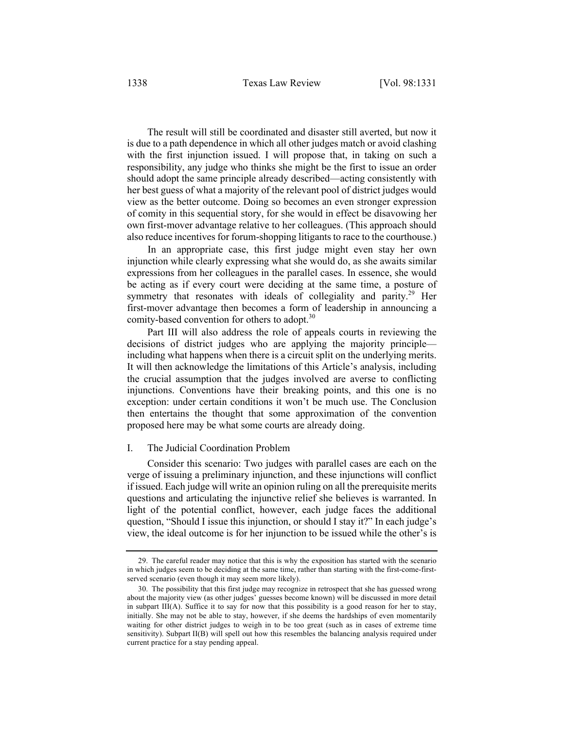The result will still be coordinated and disaster still averted, but now it is due to a path dependence in which all other judges match or avoid clashing with the first injunction issued. I will propose that, in taking on such a responsibility, any judge who thinks she might be the first to issue an order should adopt the same principle already described—acting consistently with her best guess of what a majority of the relevant pool of district judges would view as the better outcome. Doing so becomes an even stronger expression of comity in this sequential story, for she would in effect be disavowing her own first-mover advantage relative to her colleagues. (This approach should also reduce incentives for forum-shopping litigants to race to the courthouse.)

In an appropriate case, this first judge might even stay her own injunction while clearly expressing what she would do, as she awaits similar expressions from her colleagues in the parallel cases. In essence, she would be acting as if every court were deciding at the same time, a posture of symmetry that resonates with ideals of collegiality and parity.[29] Her first-mover advantage then becomes a form of leadership in announcing a comity-based convention for others to adopt.[30]

Part III will also address the role of appeals courts in reviewing the decisions of district judges who are applying the majority principle—including what happens when there is a circuit split on the underlying merits. It will then acknowledge the limitations of this Article's analysis, including the crucial assumption that the judges involved are averse to conflicting injunctions. Conventions have their breaking points, and this one is no exception: under certain conditions it won't be much use. The Conclusion then entertains the thought that some approximation of the convention proposed here may be what some courts are already doing.

## I. The Judicial Coordination Problem

Consider this scenario: Two judges with parallel cases are each on the verge of issuing a preliminary injunction, and these injunctions will conflict if issued. Each judge will write an opinion ruling on all the prerequisite merits questions and articulating the injunctive relief she believes is warranted. In light of the potential conflict, however, each judge faces the additional question, "Should I issue this injunction, or should I stay it?" In each judge's view, the ideal outcome is for her injunction to be issued while the other's is

---

29. The careful reader may notice that this is why the exposition has started with the scenario in which judges seem to be deciding at the same time, rather than starting with the first-come-first-served scenario (even though it may seem more likely).

30. The possibility that this first judge may recognize in retrospect that she has guessed wrong about the majority view (as other judges' guesses become known) will be discussed in more detail in subpart III(A). Suffice it to say for now that this possibility is a good reason for her to stay, initially. She may not be able to stay, however, if she deems the hardships of even momentarily waiting for other district judges to weigh in to be too great (such as in cases of extreme time sensitivity). Subpart II(B) will spell out how this resembles the balancing analysis required under current practice for a stay pending appeal.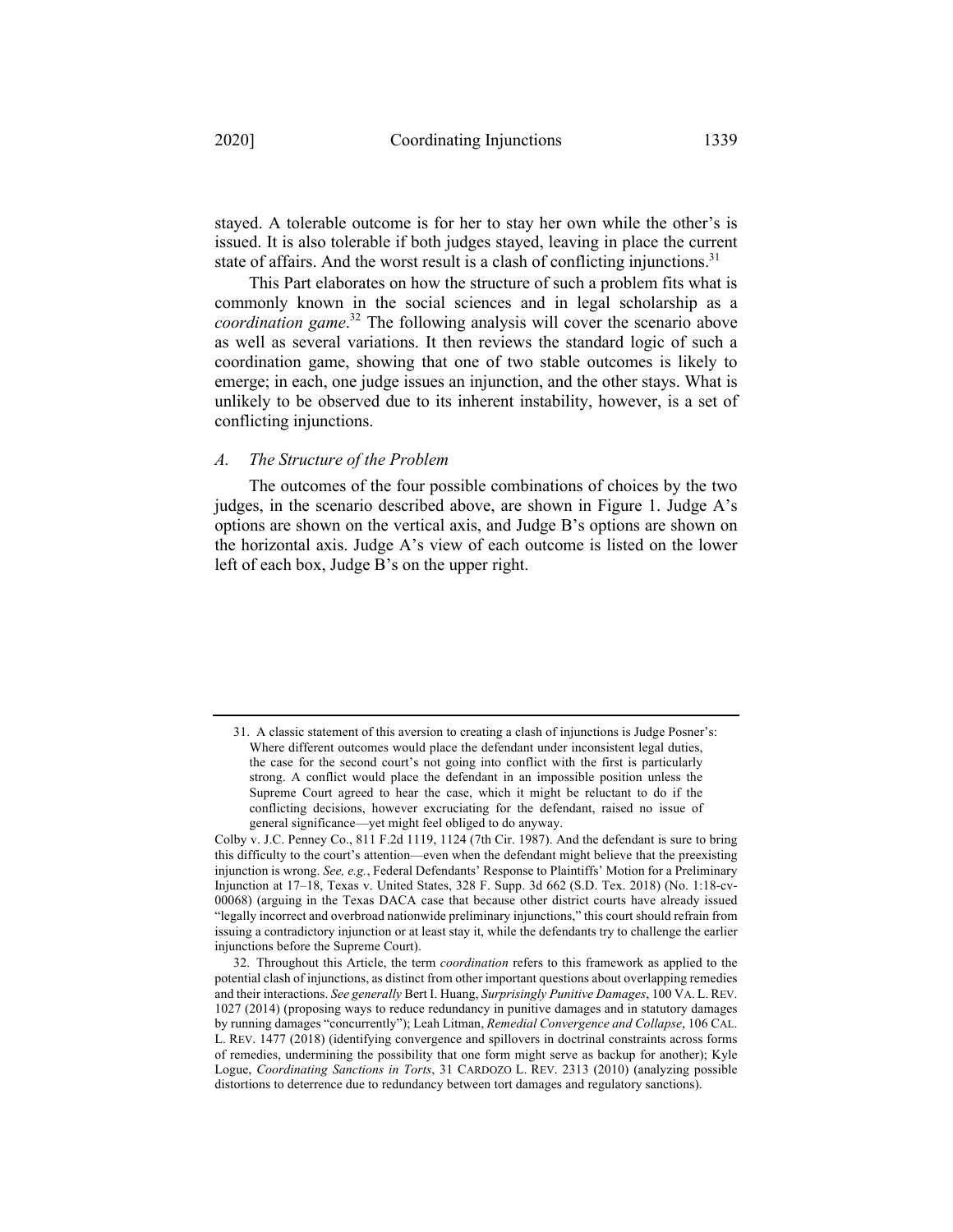stayed. A tolerable outcome is for her to stay her own while the other's is issued. It is also tolerable if both judges stayed, leaving in place the current state of affairs. And the worst result is a clash of conflicting injunctions.[31]

This Part elaborates on how the structure of such a problem fits what is commonly known in the social sciences and in legal scholarship as a *coordination game*.[32] The following analysis will cover the scenario above as well as several variations. It then reviews the standard logic of such a coordination game, showing that one of two stable outcomes is likely to emerge; in each, one judge issues an injunction, and the other stays. What is unlikely to be observed due to its inherent instability, however, is a set of conflicting injunctions.

### *A. The Structure of the Problem*

The outcomes of the four possible combinations of choices by the two judges, in the scenario described above, are shown in Figure 1. Judge A's options are shown on the vertical axis, and Judge B's options are shown on the horizontal axis. Judge A's view of each outcome is listed on the lower left of each box, Judge B's on the upper right.

---

31. A classic statement of this aversion to creating a clash of injunctions is Judge Posner's:

> Where different outcomes would place the defendant under inconsistent legal duties, the case for the second court's not going into conflict with the first is particularly strong. A conflict would place the defendant in an impossible position unless the Supreme Court agreed to hear the case, which it might be reluctant to do if the conflicting decisions, however excruciating for the defendant, raised no issue of general significance—yet might feel obliged to do anyway.

Colby v. J.C. Penney Co., 811 F.2d 1119, 1124 (7th Cir. 1987). And the defendant is sure to bring this difficulty to the court's attention—even when the defendant might believe that the preexisting injunction is wrong. *See, e.g.*, Federal Defendants' Response to Plaintiffs' Motion for a Preliminary Injunction at 17–18, Texas v. United States, 328 F. Supp. 3d 662 (S.D. Tex. 2018) (No. 1:18-cv-00068) (arguing in the Texas DACA case that because other district courts have already issued "legally incorrect and overbroad nationwide preliminary injunctions," this court should refrain from issuing a contradictory injunction or at least stay it, while the defendants try to challenge the earlier injunctions before the Supreme Court).

32. Throughout this Article, the term *coordination* refers to this framework as applied to the potential clash of injunctions, as distinct from other important questions about overlapping remedies and their interactions. *See generally* Bert I. Huang, *Surprisingly Punitive Damages*, 100 VA. L. REV. 1027 (2014) (proposing ways to reduce redundancy in punitive damages and in statutory damages by running damages "concurrently"); Leah Litman, *Remedial Convergence and Collapse*, 106 CAL. L. REV. 1477 (2018) (identifying convergence and spillovers in doctrinal constraints across forms of remedies, undermining the possibility that one form might serve as backup for another); Kyle Logue, *Coordinating Sanctions in Torts*, 31 CARDOZO L. REV. 2313 (2010) (analyzing possible distortions to deterrence due to redundancy between tort damages and regulatory sanctions).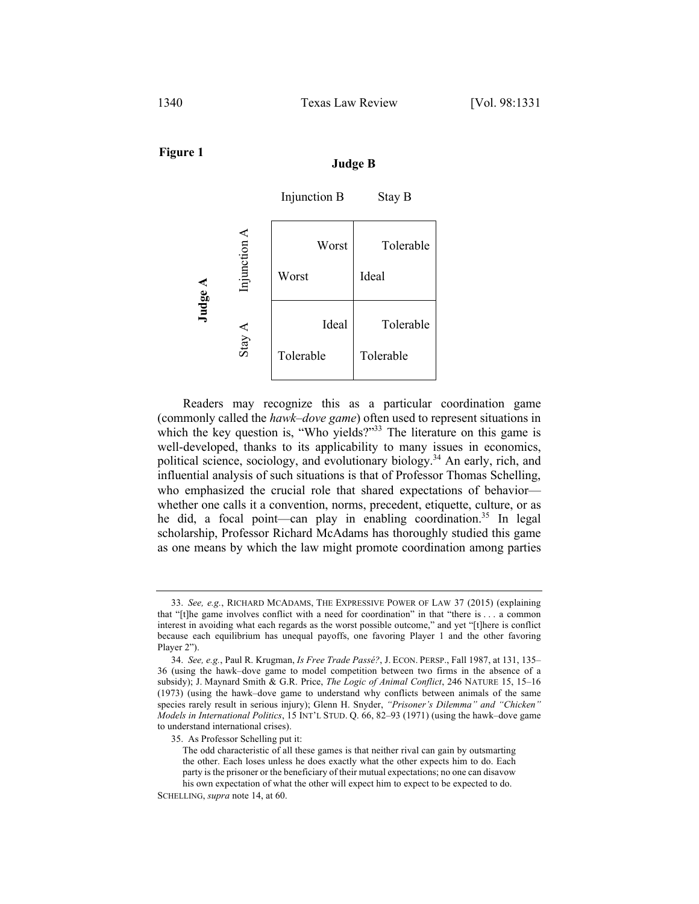**Figure 1**

| | | Judge B: Injunction B | Judge B: Stay B |
|---|---|---|---|
| **Judge A** | Injunction A | Worst (A), Worst (B) | Ideal (A), Tolerable (B) |
| | Stay A | Tolerable (A), Ideal (B) | Tolerable (A), Tolerable (B) |

Readers may recognize this as a particular coordination game (commonly called the *hawk–dove game*) often used to represent situations in which the key question is, "Who yields?"[33] The literature on this game is well-developed, thanks to its applicability to many issues in economics, political science, sociology, and evolutionary biology.[34] An early, rich, and influential analysis of such situations is that of Professor Thomas Schelling, who emphasized the crucial role that shared expectations of behavior—whether one calls it a convention, norms, precedent, etiquette, culture, or as he did, a focal point—can play in enabling coordination.[35] In legal scholarship, Professor Richard McAdams has thoroughly studied this game as one means by which the law might promote coordination among parties

---

33. *See, e.g.*, RICHARD MCADAMS, THE EXPRESSIVE POWER OF LAW 37 (2015) (explaining that "[t]he game involves conflict with a need for coordination" in that "there is . . . a common interest in avoiding what each regards as the worst possible outcome," and yet "[t]here is conflict because each equilibrium has unequal payoffs, one favoring Player 1 and the other favoring Player 2").

34. *See, e.g.*, Paul R. Krugman, *Is Free Trade Passé?*, J. ECON. PERSP., Fall 1987, at 131, 135–36 (using the hawk–dove game to model competition between two firms in the absence of a subsidy); J. Maynard Smith & G.R. Price, *The Logic of Animal Conflict*, 246 NATURE 15, 15–16 (1973) (using the hawk–dove game to understand why conflicts between animals of the same species rarely result in serious injury); Glenn H. Snyder, *"Prisoner's Dilemma" and "Chicken" Models in International Politics*, 15 INT'L STUD. Q. 66, 82–93 (1971) (using the hawk–dove game to understand international crises).

35. As Professor Schelling put it:

> The odd characteristic of all these games is that neither rival can gain by outsmarting the other. Each loses unless he does exactly what the other expects him to do. Each party is the prisoner or the beneficiary of their mutual expectations; no one can disavow his own expectation of what the other will expect him to expect to be expected to do.

SCHELLING, *supra* note 14, at 60.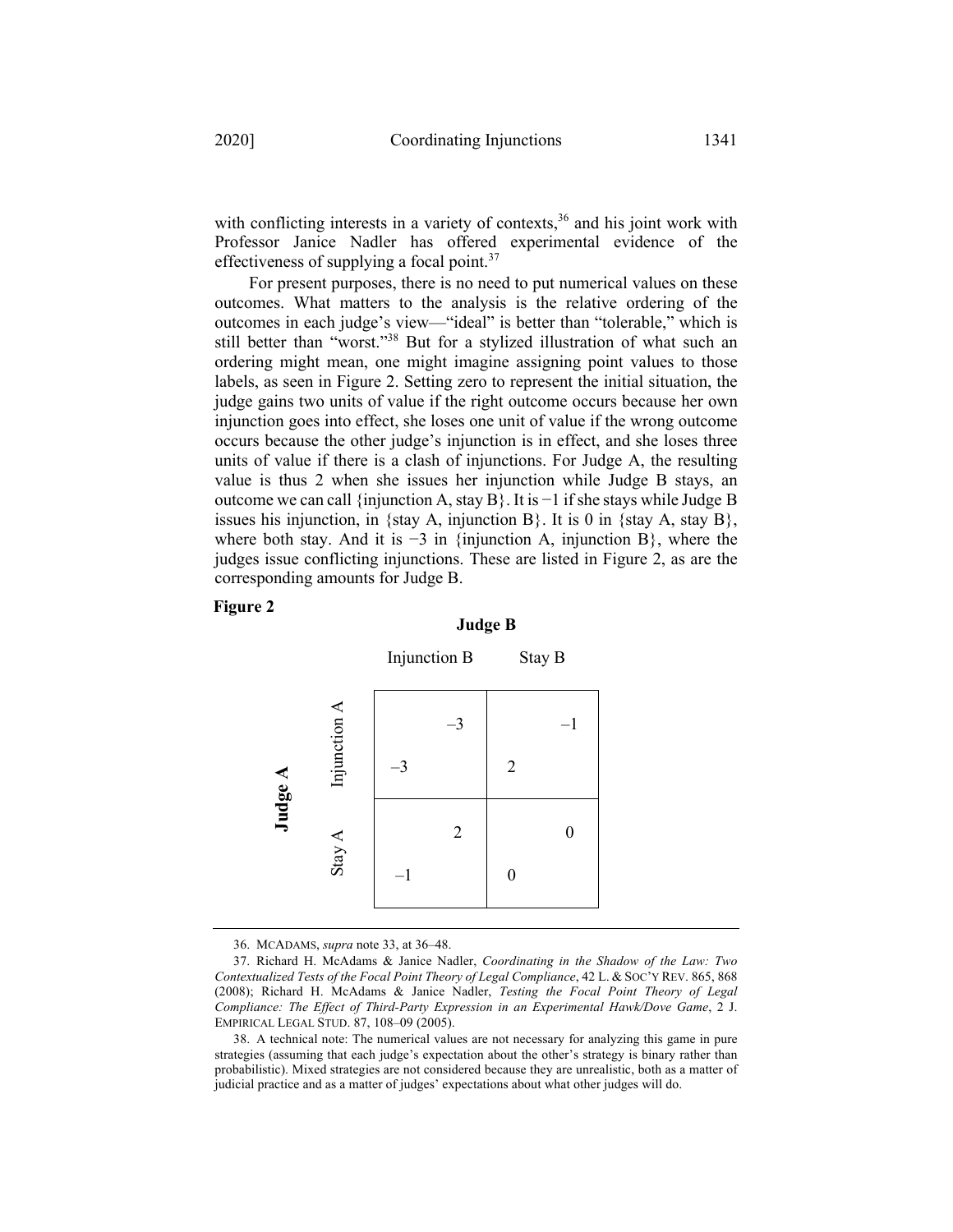with conflicting interests in a variety of contexts,[36] and his joint work with Professor Janice Nadler has offered experimental evidence of the effectiveness of supplying a focal point.[37]

For present purposes, there is no need to put numerical values on these outcomes. What matters to the analysis is the relative ordering of the outcomes in each judge's view—"ideal" is better than "tolerable," which is still better than "worst."[38] But for a stylized illustration of what such an ordering might mean, one might imagine assigning point values to those labels, as seen in Figure 2. Setting zero to represent the initial situation, the judge gains two units of value if the right outcome occurs because her own injunction goes into effect, she loses one unit of value if the wrong outcome occurs because the other judge's injunction is in effect, and she loses three units of value if there is a clash of injunctions. For Judge A, the resulting value is thus 2 when she issues her injunction while Judge B stays, an outcome we can call {injunction A, stay B}. It is −1 if she stays while Judge B issues his injunction, in {stay A, injunction B}. It is 0 in {stay A, stay B}, where both stay. And it is −3 in {injunction A, injunction B}, where the judges issue conflicting injunctions. These are listed in Figure 2, as are the corresponding amounts for Judge B.

**Figure 2**

| **Judge A** \ **Judge B** | Injunction B | Stay B |
|---|---|---|
| Injunction A | A: –3, B: –3 | A: 2, B: –1 |
| Stay A | A: –1, B: 2 | A: 0, B: 0 |

---

36. MCADAMS, *supra* note 33, at 36–48.

37. Richard H. McAdams & Janice Nadler, *Coordinating in the Shadow of the Law: Two Contextualized Tests of the Focal Point Theory of Legal Compliance*, 42 L. & SOC'Y REV. 865, 868 (2008); Richard H. McAdams & Janice Nadler, *Testing the Focal Point Theory of Legal Compliance: The Effect of Third-Party Expression in an Experimental Hawk/Dove Game*, 2 J. EMPIRICAL LEGAL STUD. 87, 108–09 (2005).

38. A technical note: The numerical values are not necessary for analyzing this game in pure strategies (assuming that each judge's expectation about the other's strategy is binary rather than probabilistic). Mixed strategies are not considered because they are unrealistic, both as a matter of judicial practice and as a matter of judges' expectations about what other judges will do.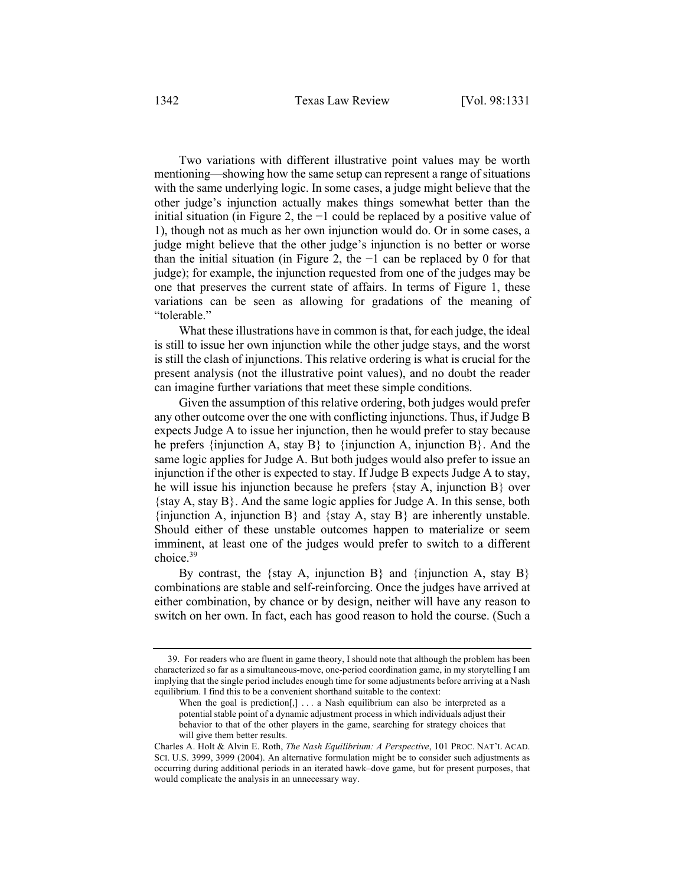Two variations with different illustrative point values may be worth mentioning—showing how the same setup can represent a range of situations with the same underlying logic. In some cases, a judge might believe that the other judge's injunction actually makes things somewhat better than the initial situation (in Figure 2, the −1 could be replaced by a positive value of 1), though not as much as her own injunction would do. Or in some cases, a judge might believe that the other judge's injunction is no better or worse than the initial situation (in Figure 2, the −1 can be replaced by 0 for that judge); for example, the injunction requested from one of the judges may be one that preserves the current state of affairs. In terms of Figure 1, these variations can be seen as allowing for gradations of the meaning of "tolerable."

What these illustrations have in common is that, for each judge, the ideal is still to issue her own injunction while the other judge stays, and the worst is still the clash of injunctions. This relative ordering is what is crucial for the present analysis (not the illustrative point values), and no doubt the reader can imagine further variations that meet these simple conditions.

Given the assumption of this relative ordering, both judges would prefer any other outcome over the one with conflicting injunctions. Thus, if Judge B expects Judge A to issue her injunction, then he would prefer to stay because he prefers {injunction A, stay B} to {injunction A, injunction B}. And the same logic applies for Judge A. But both judges would also prefer to issue an injunction if the other is expected to stay. If Judge B expects Judge A to stay, he will issue his injunction because he prefers {stay A, injunction B} over {stay A, stay B}. And the same logic applies for Judge A. In this sense, both {injunction A, injunction B} and {stay A, stay B} are inherently unstable. Should either of these unstable outcomes happen to materialize or seem imminent, at least one of the judges would prefer to switch to a different choice.[39]

By contrast, the {stay A, injunction B} and {injunction A, stay B} combinations are stable and self-reinforcing. Once the judges have arrived at either combination, by chance or by design, neither will have any reason to switch on her own. In fact, each has good reason to hold the course. (Such a

---

39. For readers who are fluent in game theory, I should note that although the problem has been characterized so far as a simultaneous-move, one-period coordination game, in my storytelling I am implying that the single period includes enough time for some adjustments before arriving at a Nash equilibrium. I find this to be a convenient shorthand suitable to the context:

> When the goal is prediction[,] . . . a Nash equilibrium can also be interpreted as a potential stable point of a dynamic adjustment process in which individuals adjust their behavior to that of the other players in the game, searching for strategy choices that will give them better results.

Charles A. Holt & Alvin E. Roth, *The Nash Equilibrium: A Perspective*, 101 PROC. NAT'L ACAD. SCI. U.S. 3999, 3999 (2004). An alternative formulation might be to consider such adjustments as occurring during additional periods in an iterated hawk–dove game, but for present purposes, that would complicate the analysis in an unnecessary way.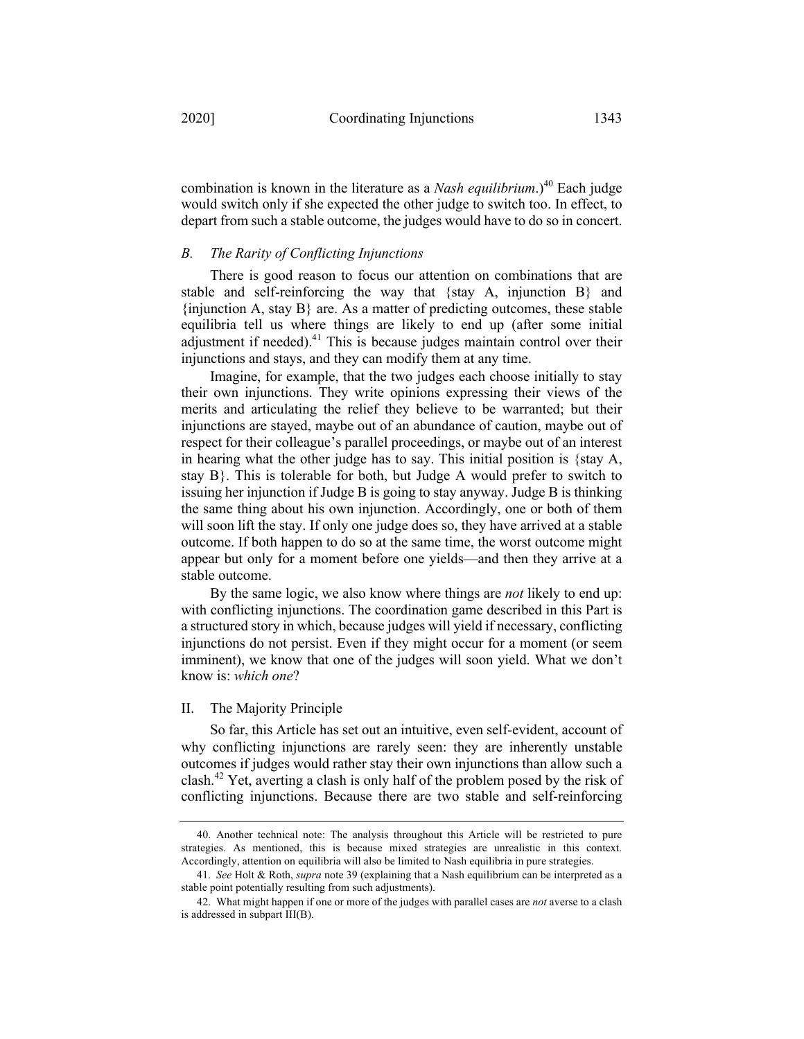combination is known in the literature as a *Nash equilibrium*.)[40] Each judge would switch only if she expected the other judge to switch too. In effect, to depart from such a stable outcome, the judges would have to do so in concert.

### *B. The Rarity of Conflicting Injunctions*

There is good reason to focus our attention on combinations that are stable and self-reinforcing the way that {stay A, injunction B} and {injunction A, stay B} are. As a matter of predicting outcomes, these stable equilibria tell us where things are likely to end up (after some initial adjustment if needed).[41] This is because judges maintain control over their injunctions and stays, and they can modify them at any time.

Imagine, for example, that the two judges each choose initially to stay their own injunctions. They write opinions expressing their views of the merits and articulating the relief they believe to be warranted; but their injunctions are stayed, maybe out of an abundance of caution, maybe out of respect for their colleague's parallel proceedings, or maybe out of an interest in hearing what the other judge has to say. This initial position is {stay A, stay B}. This is tolerable for both, but Judge A would prefer to switch to issuing her injunction if Judge B is going to stay anyway. Judge B is thinking the same thing about his own injunction. Accordingly, one or both of them will soon lift the stay. If only one judge does so, they have arrived at a stable outcome. If both happen to do so at the same time, the worst outcome might appear but only for a moment before one yields—and then they arrive at a stable outcome.

By the same logic, we also know where things are *not* likely to end up: with conflicting injunctions. The coordination game described in this Part is a structured story in which, because judges will yield if necessary, conflicting injunctions do not persist. Even if they might occur for a moment (or seem imminent), we know that one of the judges will soon yield. What we don't know is: *which one*?

## II. The Majority Principle

So far, this Article has set out an intuitive, even self-evident, account of why conflicting injunctions are rarely seen: they are inherently unstable outcomes if judges would rather stay their own injunctions than allow such a clash.[42] Yet, averting a clash is only half of the problem posed by the risk of conflicting injunctions. Because there are two stable and self-reinforcing

---

40. Another technical note: The analysis throughout this Article will be restricted to pure strategies. As mentioned, this is because mixed strategies are unrealistic in this context. Accordingly, attention on equilibria will also be limited to Nash equilibria in pure strategies.

41. *See* Holt & Roth, *supra* note 39 (explaining that a Nash equilibrium can be interpreted as a stable point potentially resulting from such adjustments).

42. What might happen if one or more of the judges with parallel cases are *not* averse to a clash is addressed in subpart III(B).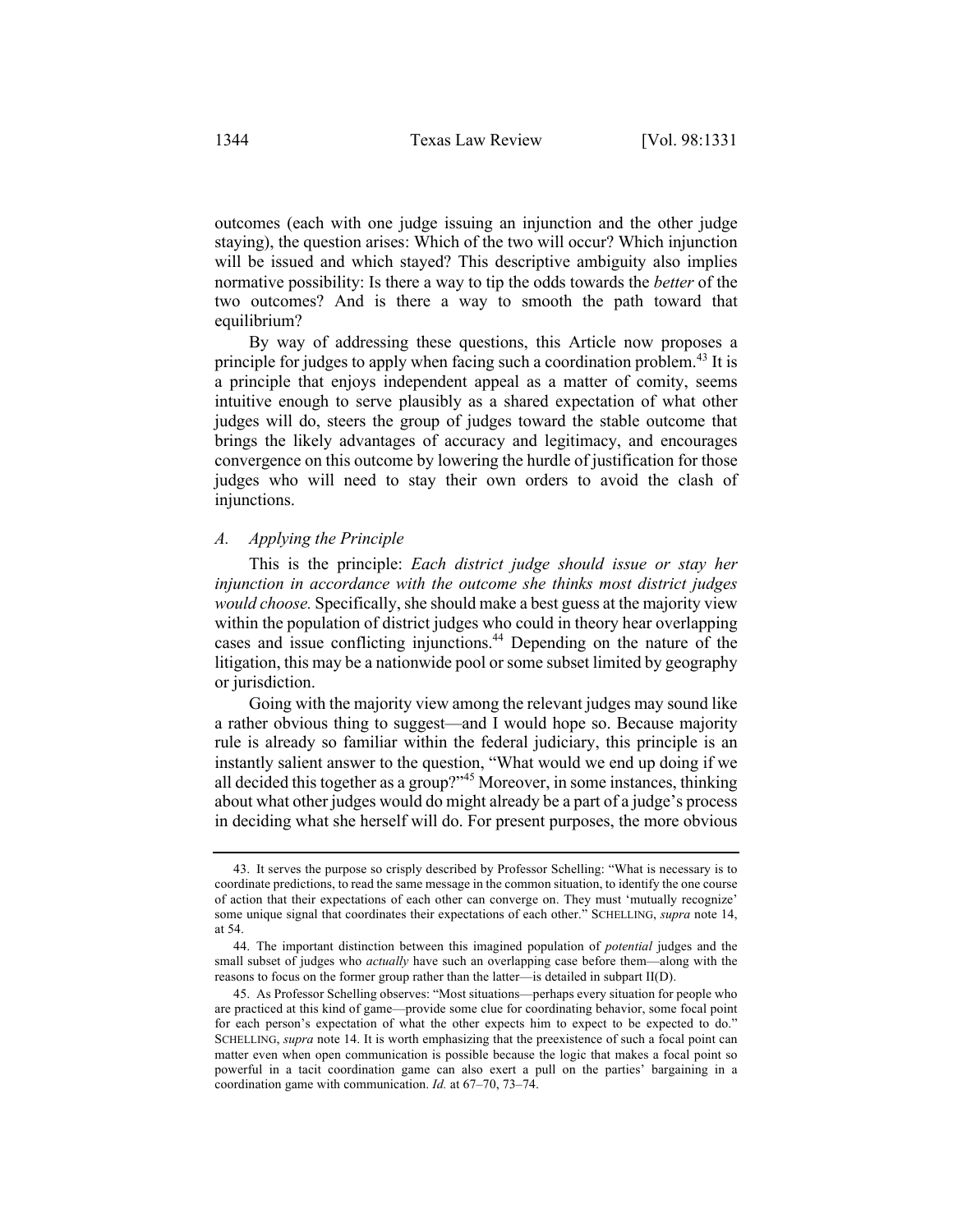outcomes (each with one judge issuing an injunction and the other judge staying), the question arises: Which of the two will occur? Which injunction will be issued and which stayed? This descriptive ambiguity also implies normative possibility: Is there a way to tip the odds towards the *better* of the two outcomes? And is there a way to smooth the path toward that equilibrium?

By way of addressing these questions, this Article now proposes a principle for judges to apply when facing such a coordination problem.[43] It is a principle that enjoys independent appeal as a matter of comity, seems intuitive enough to serve plausibly as a shared expectation of what other judges will do, steers the group of judges toward the stable outcome that brings the likely advantages of accuracy and legitimacy, and encourages convergence on this outcome by lowering the hurdle of justification for those judges who will need to stay their own orders to avoid the clash of injunctions.

### *A. Applying the Principle*

This is the principle: *Each district judge should issue or stay her injunction in accordance with the outcome she thinks most district judges would choose.* Specifically, she should make a best guess at the majority view within the population of district judges who could in theory hear overlapping cases and issue conflicting injunctions.[44] Depending on the nature of the litigation, this may be a nationwide pool or some subset limited by geography or jurisdiction.

Going with the majority view among the relevant judges may sound like a rather obvious thing to suggest—and I would hope so. Because majority rule is already so familiar within the federal judiciary, this principle is an instantly salient answer to the question, "What would we end up doing if we all decided this together as a group?"[45] Moreover, in some instances, thinking about what other judges would do might already be a part of a judge's process in deciding what she herself will do. For present purposes, the more obvious

---

43. It serves the purpose so crisply described by Professor Schelling: "What is necessary is to coordinate predictions, to read the same message in the common situation, to identify the one course of action that their expectations of each other can converge on. They must 'mutually recognize' some unique signal that coordinates their expectations of each other." SCHELLING, *supra* note 14, at 54.

44. The important distinction between this imagined population of *potential* judges and the small subset of judges who *actually* have such an overlapping case before them—along with the reasons to focus on the former group rather than the latter—is detailed in subpart II(D).

45. As Professor Schelling observes: "Most situations—perhaps every situation for people who are practiced at this kind of game—provide some clue for coordinating behavior, some focal point for each person's expectation of what the other expects him to expect to be expected to do." SCHELLING, *supra* note 14. It is worth emphasizing that the preexistence of such a focal point can matter even when open communication is possible because the logic that makes a focal point so powerful in a tacit coordination game can also exert a pull on the parties' bargaining in a coordination game with communication. *Id.* at 67–70, 73–74.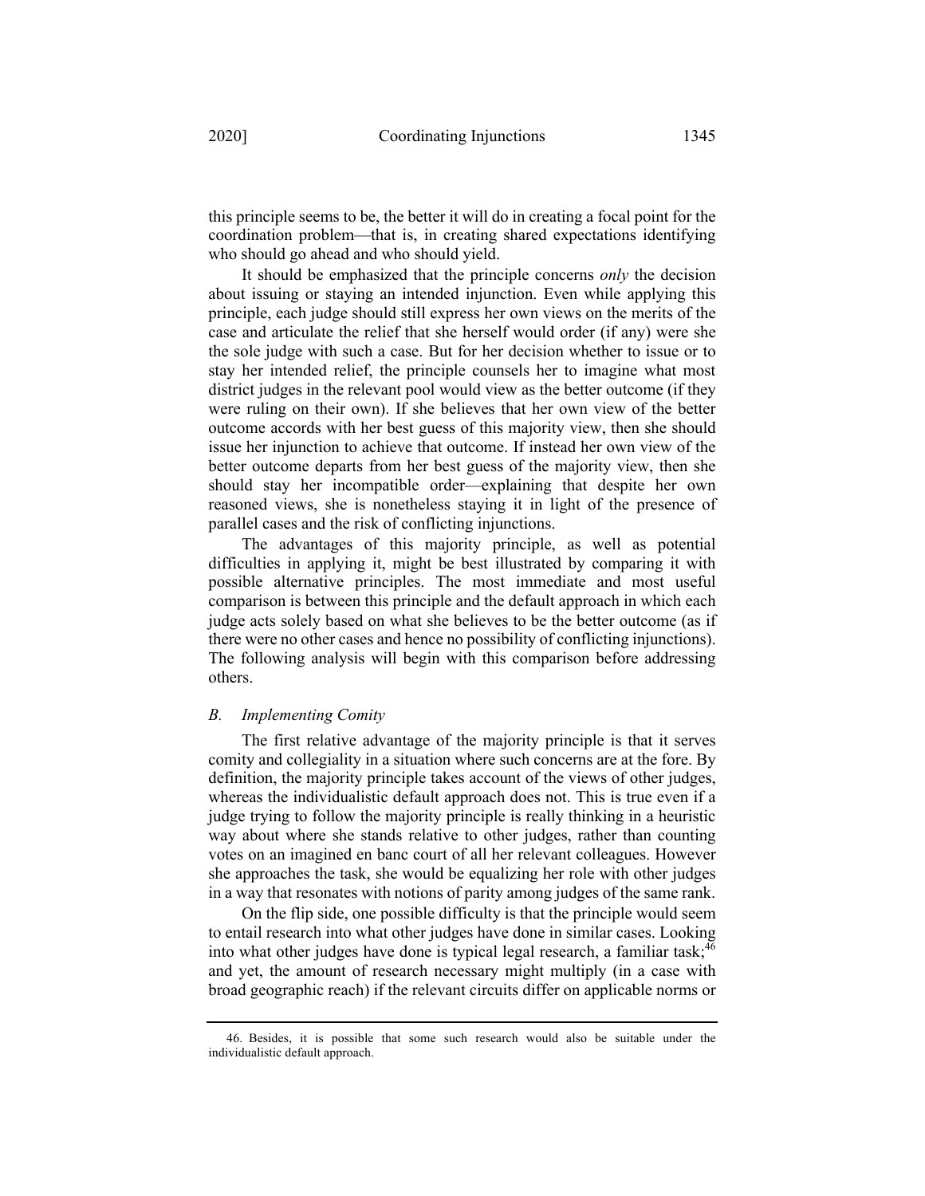this principle seems to be, the better it will do in creating a focal point for the coordination problem—that is, in creating shared expectations identifying who should go ahead and who should yield.

It should be emphasized that the principle concerns *only* the decision about issuing or staying an intended injunction. Even while applying this principle, each judge should still express her own views on the merits of the case and articulate the relief that she herself would order (if any) were she the sole judge with such a case. But for her decision whether to issue or to stay her intended relief, the principle counsels her to imagine what most district judges in the relevant pool would view as the better outcome (if they were ruling on their own). If she believes that her own view of the better outcome accords with her best guess of this majority view, then she should issue her injunction to achieve that outcome. If instead her own view of the better outcome departs from her best guess of the majority view, then she should stay her incompatible order—explaining that despite her own reasoned views, she is nonetheless staying it in light of the presence of parallel cases and the risk of conflicting injunctions.

The advantages of this majority principle, as well as potential difficulties in applying it, might be best illustrated by comparing it with possible alternative principles. The most immediate and most useful comparison is between this principle and the default approach in which each judge acts solely based on what she believes to be the better outcome (as if there were no other cases and hence no possibility of conflicting injunctions). The following analysis will begin with this comparison before addressing others.

### *B. Implementing Comity*

The first relative advantage of the majority principle is that it serves comity and collegiality in a situation where such concerns are at the fore. By definition, the majority principle takes account of the views of other judges, whereas the individualistic default approach does not. This is true even if a judge trying to follow the majority principle is really thinking in a heuristic way about where she stands relative to other judges, rather than counting votes on an imagined en banc court of all her relevant colleagues. However she approaches the task, she would be equalizing her role with other judges in a way that resonates with notions of parity among judges of the same rank.

On the flip side, one possible difficulty is that the principle would seem to entail research into what other judges have done in similar cases. Looking into what other judges have done is typical legal research, a familiar task;[46] and yet, the amount of research necessary might multiply (in a case with broad geographic reach) if the relevant circuits differ on applicable norms or

---

46. Besides, it is possible that some such research would also be suitable under the individualistic default approach.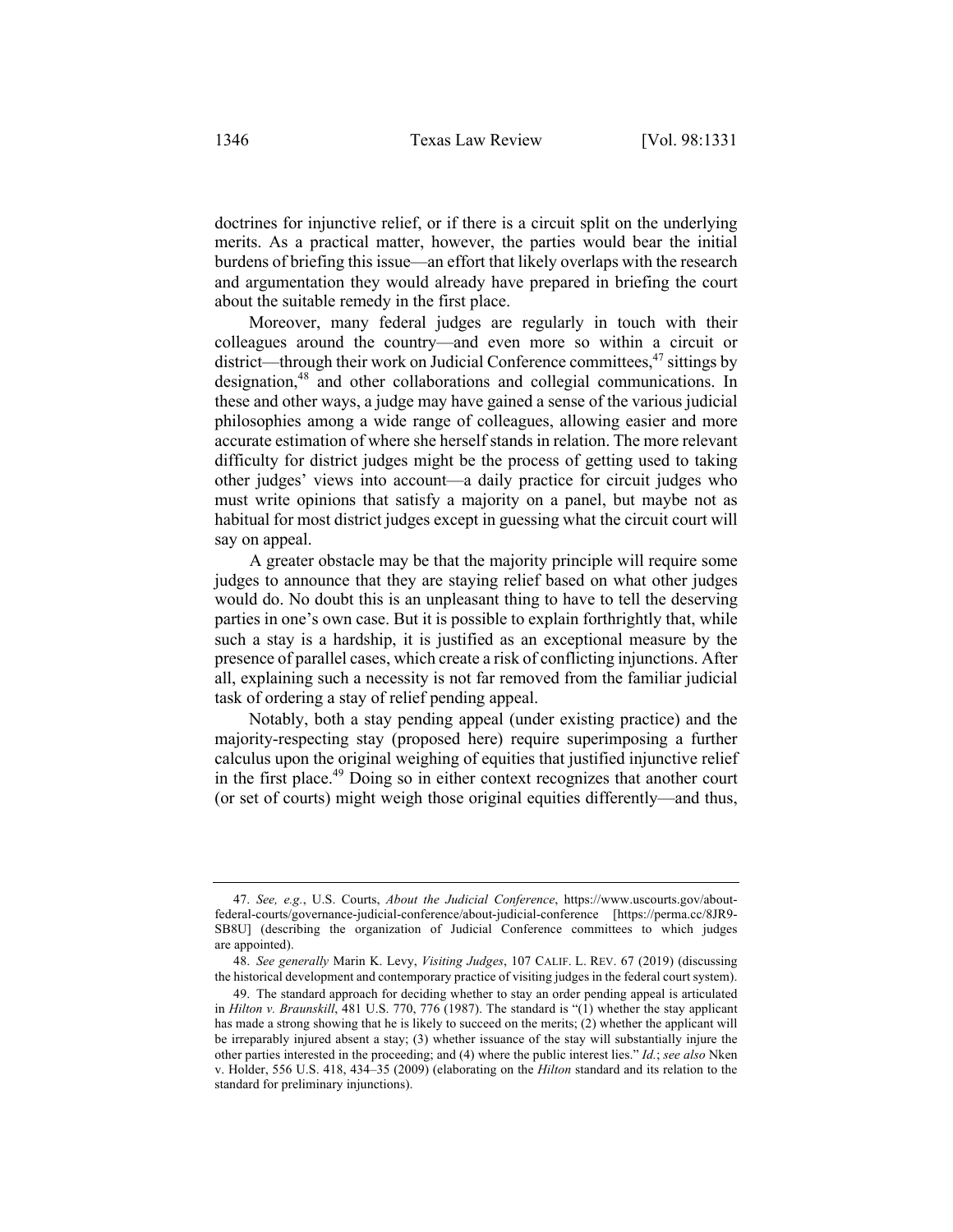doctrines for injunctive relief, or if there is a circuit split on the underlying merits. As a practical matter, however, the parties would bear the initial burdens of briefing this issue—an effort that likely overlaps with the research and argumentation they would already have prepared in briefing the court about the suitable remedy in the first place.

Moreover, many federal judges are regularly in touch with their colleagues around the country—and even more so within a circuit or district—through their work on Judicial Conference committees,[47] sittings by designation,[48] and other collaborations and collegial communications. In these and other ways, a judge may have gained a sense of the various judicial philosophies among a wide range of colleagues, allowing easier and more accurate estimation of where she herself stands in relation. The more relevant difficulty for district judges might be the process of getting used to taking other judges' views into account—a daily practice for circuit judges who must write opinions that satisfy a majority on a panel, but maybe not as habitual for most district judges except in guessing what the circuit court will say on appeal.

A greater obstacle may be that the majority principle will require some judges to announce that they are staying relief based on what other judges would do. No doubt this is an unpleasant thing to have to tell the deserving parties in one's own case. But it is possible to explain forthrightly that, while such a stay is a hardship, it is justified as an exceptional measure by the presence of parallel cases, which create a risk of conflicting injunctions. After all, explaining such a necessity is not far removed from the familiar judicial task of ordering a stay of relief pending appeal.

Notably, both a stay pending appeal (under existing practice) and the majority-respecting stay (proposed here) require superimposing a further calculus upon the original weighing of equities that justified injunctive relief in the first place.[49] Doing so in either context recognizes that another court (or set of courts) might weigh those original equities differently—and thus,

---

47. *See, e.g.*, U.S. Courts, *About the Judicial Conference*, https://www.uscourts.gov/about-federal-courts/governance-judicial-conference/about-judicial-conference [https://perma.cc/8JR9-SB8U] (describing the organization of Judicial Conference committees to which judges are appointed).

48. *See generally* Marin K. Levy, *Visiting Judges*, 107 CALIF. L. REV. 67 (2019) (discussing the historical development and contemporary practice of visiting judges in the federal court system).

49. The standard approach for deciding whether to stay an order pending appeal is articulated in *Hilton v. Braunskill*, 481 U.S. 770, 776 (1987). The standard is "(1) whether the stay applicant has made a strong showing that he is likely to succeed on the merits; (2) whether the applicant will be irreparably injured absent a stay; (3) whether issuance of the stay will substantially injure the other parties interested in the proceeding; and (4) where the public interest lies." *Id.*; *see also* Nken v. Holder, 556 U.S. 418, 434–35 (2009) (elaborating on the *Hilton* standard and its relation to the standard for preliminary injunctions).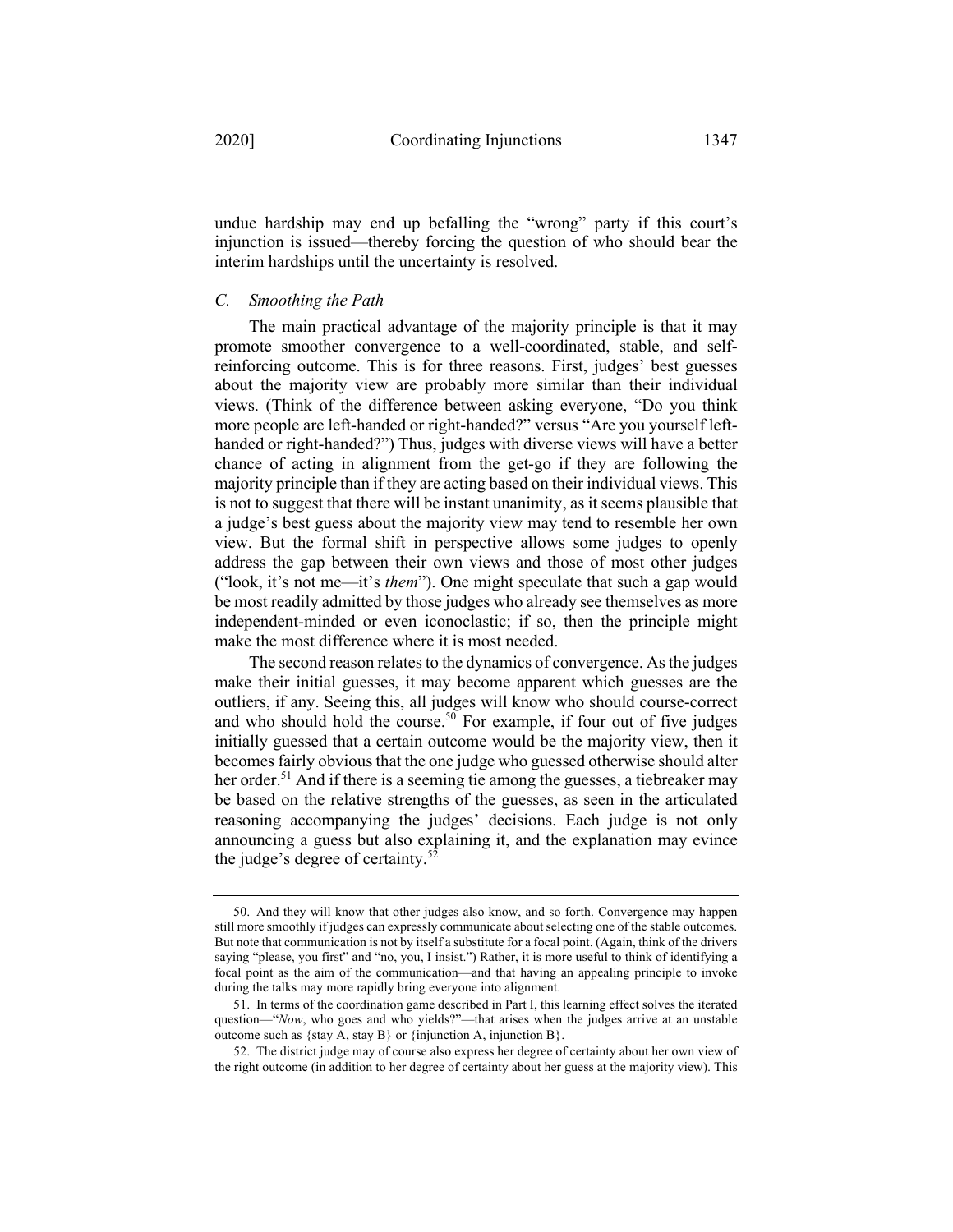undue hardship may end up befalling the "wrong" party if this court's injunction is issued—thereby forcing the question of who should bear the interim hardships until the uncertainty is resolved.

### *C. Smoothing the Path*

The main practical advantage of the majority principle is that it may promote smoother convergence to a well-coordinated, stable, and self-reinforcing outcome. This is for three reasons. First, judges' best guesses about the majority view are probably more similar than their individual views. (Think of the difference between asking everyone, "Do you think more people are left-handed or right-handed?" versus "Are you yourself left-handed or right-handed?") Thus, judges with diverse views will have a better chance of acting in alignment from the get-go if they are following the majority principle than if they are acting based on their individual views. This is not to suggest that there will be instant unanimity, as it seems plausible that a judge's best guess about the majority view may tend to resemble her own view. But the formal shift in perspective allows some judges to openly address the gap between their own views and those of most other judges ("look, it's not me—it's *them*"). One might speculate that such a gap would be most readily admitted by those judges who already see themselves as more independent-minded or even iconoclastic; if so, then the principle might make the most difference where it is most needed.

The second reason relates to the dynamics of convergence. As the judges make their initial guesses, it may become apparent which guesses are the outliers, if any. Seeing this, all judges will know who should course-correct and who should hold the course.[50] For example, if four out of five judges initially guessed that a certain outcome would be the majority view, then it becomes fairly obvious that the one judge who guessed otherwise should alter her order.[51] And if there is a seeming tie among the guesses, a tiebreaker may be based on the relative strengths of the guesses, as seen in the articulated reasoning accompanying the judges' decisions. Each judge is not only announcing a guess but also explaining it, and the explanation may evince the judge's degree of certainty.[52]

---

50. And they will know that other judges also know, and so forth. Convergence may happen still more smoothly if judges can expressly communicate about selecting one of the stable outcomes. But note that communication is not by itself a substitute for a focal point. (Again, think of the drivers saying "please, you first" and "no, you, I insist.") Rather, it is more useful to think of identifying a focal point as the aim of the communication—and that having an appealing principle to invoke during the talks may more rapidly bring everyone into alignment.

51. In terms of the coordination game described in Part I, this learning effect solves the iterated question—"*Now*, who goes and who yields?"—that arises when the judges arrive at an unstable outcome such as {stay A, stay B} or {injunction A, injunction B}.

52. The district judge may of course also express her degree of certainty about her own view of the right outcome (in addition to her degree of certainty about her guess at the majority view). This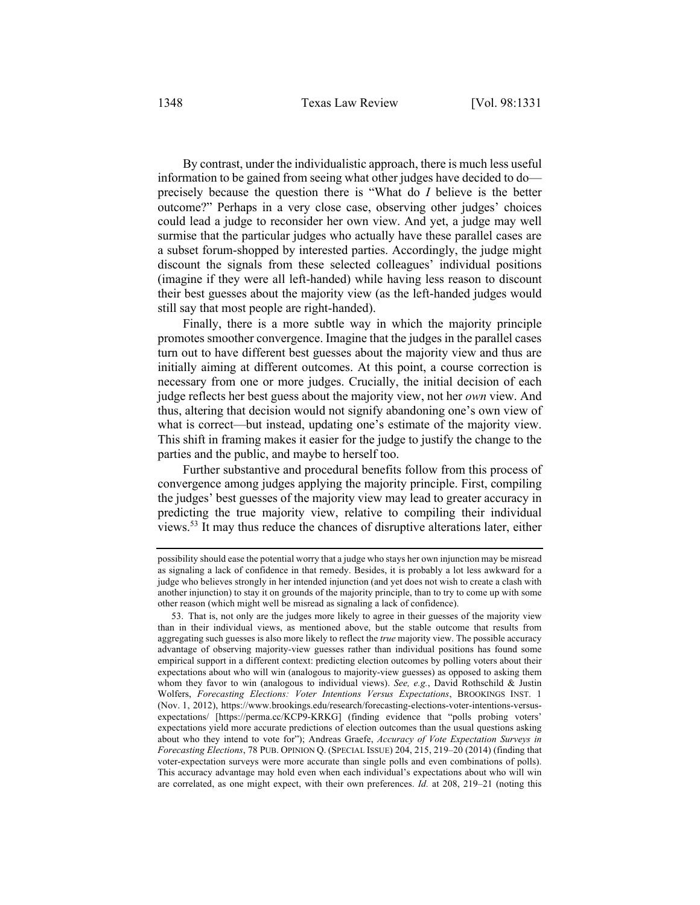By contrast, under the individualistic approach, there is much less useful information to be gained from seeing what other judges have decided to do—precisely because the question there is "What do *I* believe is the better outcome?" Perhaps in a very close case, observing other judges' choices could lead a judge to reconsider her own view. And yet, a judge may well surmise that the particular judges who actually have these parallel cases are a subset forum-shopped by interested parties. Accordingly, the judge might discount the signals from these selected colleagues' individual positions (imagine if they were all left-handed) while having less reason to discount their best guesses about the majority view (as the left-handed judges would still say that most people are right-handed).

Finally, there is a more subtle way in which the majority principle promotes smoother convergence. Imagine that the judges in the parallel cases turn out to have different best guesses about the majority view and thus are initially aiming at different outcomes. At this point, a course correction is necessary from one or more judges. Crucially, the initial decision of each judge reflects her best guess about the majority view, not her *own* view. And thus, altering that decision would not signify abandoning one's own view of what is correct—but instead, updating one's estimate of the majority view. This shift in framing makes it easier for the judge to justify the change to the parties and the public, and maybe to herself too.

Further substantive and procedural benefits follow from this process of convergence among judges applying the majority principle. First, compiling the judges' best guesses of the majority view may lead to greater accuracy in predicting the true majority view, relative to compiling their individual views.[53] It may thus reduce the chances of disruptive alterations later, either

---

possibility should ease the potential worry that a judge who stays her own injunction may be misread as signaling a lack of confidence in that remedy. Besides, it is probably a lot less awkward for a judge who believes strongly in her intended injunction (and yet does not wish to create a clash with another injunction) to stay it on grounds of the majority principle, than to try to come up with some other reason (which might well be misread as signaling a lack of confidence).

53. That is, not only are the judges more likely to agree in their guesses of the majority view than in their individual views, as mentioned above, but the stable outcome that results from aggregating such guesses is also more likely to reflect the *true* majority view. The possible accuracy advantage of observing majority-view guesses rather than individual positions has found some empirical support in a different context: predicting election outcomes by polling voters about their expectations about who will win (analogous to majority-view guesses) as opposed to asking them whom they favor to win (analogous to individual views). *See, e.g.*, David Rothschild & Justin Wolfers, *Forecasting Elections: Voter Intentions Versus Expectations*, BROOKINGS INST. 1 (Nov. 1, 2012), https://www.brookings.edu/research/forecasting-elections-voter-intentions-versus-expectations/ [https://perma.cc/KCP9-KRKG] (finding evidence that "polls probing voters' expectations yield more accurate predictions of election outcomes than the usual questions asking about who they intend to vote for"); Andreas Graefe, *Accuracy of Vote Expectation Surveys in Forecasting Elections*, 78 PUB. OPINION Q. (SPECIAL ISSUE) 204, 215, 219–20 (2014) (finding that voter-expectation surveys were more accurate than single polls and even combinations of polls). This accuracy advantage may hold even when each individual's expectations about who will win are correlated, as one might expect, with their own preferences. *Id.* at 208, 219–21 (noting this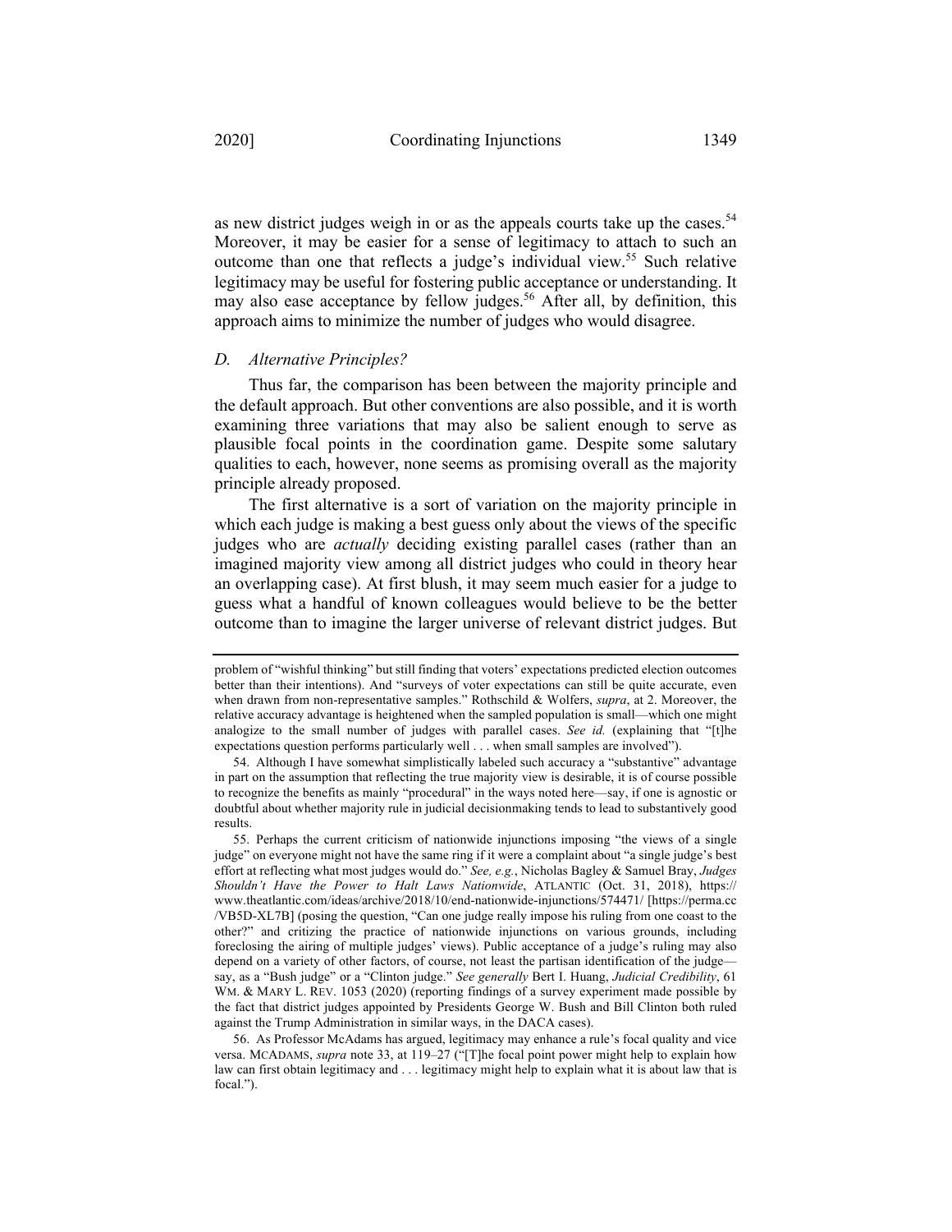as new district judges weigh in or as the appeals courts take up the cases.[54] Moreover, it may be easier for a sense of legitimacy to attach to such an outcome than one that reflects a judge's individual view.[55] Such relative legitimacy may be useful for fostering public acceptance or understanding. It may also ease acceptance by fellow judges.[56] After all, by definition, this approach aims to minimize the number of judges who would disagree.

### *D. Alternative Principles?*

Thus far, the comparison has been between the majority principle and the default approach. But other conventions are also possible, and it is worth examining three variations that may also be salient enough to serve as plausible focal points in the coordination game. Despite some salutary qualities to each, however, none seems as promising overall as the majority principle already proposed.

The first alternative is a sort of variation on the majority principle in which each judge is making a best guess only about the views of the specific judges who are *actually* deciding existing parallel cases (rather than an imagined majority view among all district judges who could in theory hear an overlapping case). At first blush, it may seem much easier for a judge to guess what a handful of known colleagues would believe to be the better outcome than to imagine the larger universe of relevant district judges. But

---

problem of "wishful thinking" but still finding that voters' expectations predicted election outcomes better than their intentions). And "surveys of voter expectations can still be quite accurate, even when drawn from non-representative samples." Rothschild & Wolfers, *supra*, at 2. Moreover, the relative accuracy advantage is heightened when the sampled population is small—which one might analogize to the small number of judges with parallel cases. *See id.* (explaining that "[t]he expectations question performs particularly well . . . when small samples are involved").

54. Although I have somewhat simplistically labeled such accuracy a "substantive" advantage in part on the assumption that reflecting the true majority view is desirable, it is of course possible to recognize the benefits as mainly "procedural" in the ways noted here—say, if one is agnostic or doubtful about whether majority rule in judicial decisionmaking tends to lead to substantively good results.

55. Perhaps the current criticism of nationwide injunctions imposing "the views of a single judge" on everyone might not have the same ring if it were a complaint about "a single judge's best effort at reflecting what most judges would do." *See, e.g.*, Nicholas Bagley & Samuel Bray, *Judges Shouldn't Have the Power to Halt Laws Nationwide*, ATLANTIC (Oct. 31, 2018), https://www.theatlantic.com/ideas/archive/2018/10/end-nationwide-injunctions/574471/ [https://perma.cc/VB5D-XL7B] (posing the question, "Can one judge really impose his ruling from one coast to the other?" and critizing the practice of nationwide injunctions on various grounds, including foreclosing the airing of multiple judges' views). Public acceptance of a judge's ruling may also depend on a variety of other factors, of course, not least the partisan identification of the judge—say, as a "Bush judge" or a "Clinton judge." *See generally* Bert I. Huang, *Judicial Credibility*, 61 WM. & MARY L. REV. 1053 (2020) (reporting findings of a survey experiment made possible by the fact that district judges appointed by Presidents George W. Bush and Bill Clinton both ruled against the Trump Administration in similar ways, in the DACA cases).

56. As Professor McAdams has argued, legitimacy may enhance a rule's focal quality and vice versa. MCADAMS, *supra* note 33, at 119–27 ("[T]he focal point power might help to explain how law can first obtain legitimacy and . . . legitimacy might help to explain what it is about law that is focal.").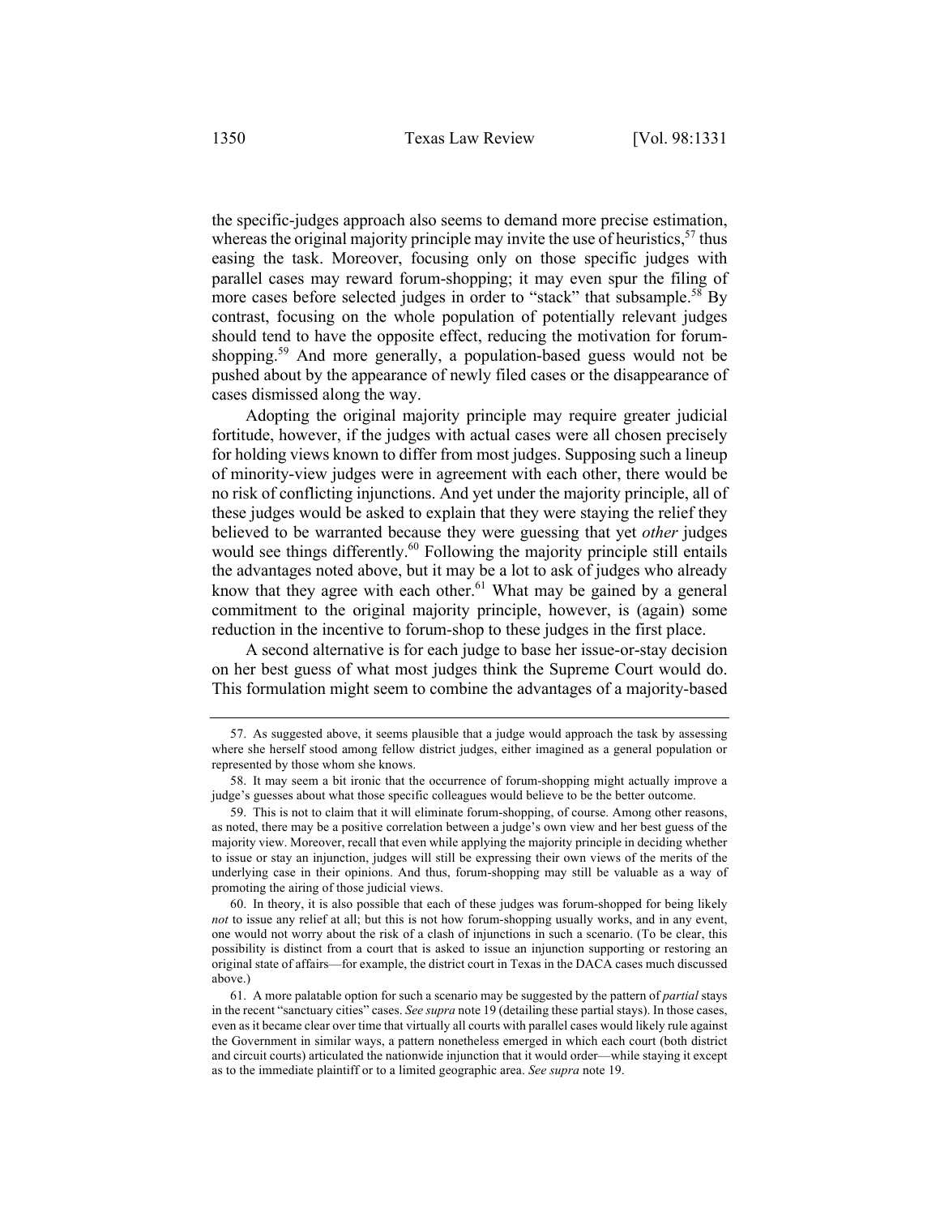the specific-judges approach also seems to demand more precise estimation, whereas the original majority principle may invite the use of heuristics,[57] thus easing the task. Moreover, focusing only on those specific judges with parallel cases may reward forum-shopping; it may even spur the filing of more cases before selected judges in order to "stack" that subsample.[58] By contrast, focusing on the whole population of potentially relevant judges should tend to have the opposite effect, reducing the motivation for forum-shopping.[59] And more generally, a population-based guess would not be pushed about by the appearance of newly filed cases or the disappearance of cases dismissed along the way.

Adopting the original majority principle may require greater judicial fortitude, however, if the judges with actual cases were all chosen precisely for holding views known to differ from most judges. Supposing such a lineup of minority-view judges were in agreement with each other, there would be no risk of conflicting injunctions. And yet under the majority principle, all of these judges would be asked to explain that they were staying the relief they believed to be warranted because they were guessing that yet *other* judges would see things differently.[60] Following the majority principle still entails the advantages noted above, but it may be a lot to ask of judges who already know that they agree with each other.[61] What may be gained by a general commitment to the original majority principle, however, is (again) some reduction in the incentive to forum-shop to these judges in the first place.

A second alternative is for each judge to base her issue-or-stay decision on her best guess of what most judges think the Supreme Court would do. This formulation might seem to combine the advantages of a majority-based

---

57. As suggested above, it seems plausible that a judge would approach the task by assessing where she herself stood among fellow district judges, either imagined as a general population or represented by those whom she knows.

58. It may seem a bit ironic that the occurrence of forum-shopping might actually improve a judge's guesses about what those specific colleagues would believe to be the better outcome.

59. This is not to claim that it will eliminate forum-shopping, of course. Among other reasons, as noted, there may be a positive correlation between a judge's own view and her best guess of the majority view. Moreover, recall that even while applying the majority principle in deciding whether to issue or stay an injunction, judges will still be expressing their own views of the merits of the underlying case in their opinions. And thus, forum-shopping may still be valuable as a way of promoting the airing of those judicial views.

60. In theory, it is also possible that each of these judges was forum-shopped for being likely *not* to issue any relief at all; but this is not how forum-shopping usually works, and in any event, one would not worry about the risk of a clash of injunctions in such a scenario. (To be clear, this possibility is distinct from a court that is asked to issue an injunction supporting or restoring an original state of affairs—for example, the district court in Texas in the DACA cases much discussed above.)

61. A more palatable option for such a scenario may be suggested by the pattern of *partial* stays in the recent "sanctuary cities" cases. *See supra* note 19 (detailing these partial stays). In those cases, even as it became clear over time that virtually all courts with parallel cases would likely rule against the Government in similar ways, a pattern nonetheless emerged in which each court (both district and circuit courts) articulated the nationwide injunction that it would order—while staying it except as to the immediate plaintiff or to a limited geographic area. *See supra* note 19.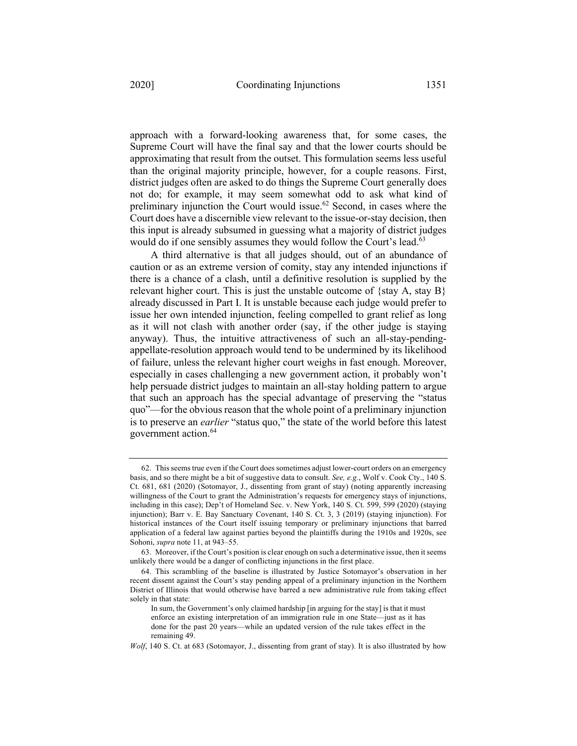approach with a forward-looking awareness that, for some cases, the Supreme Court will have the final say and that the lower courts should be approximating that result from the outset. This formulation seems less useful than the original majority principle, however, for a couple reasons. First, district judges often are asked to do things the Supreme Court generally does not do; for example, it may seem somewhat odd to ask what kind of preliminary injunction the Court would issue.[62] Second, in cases where the Court does have a discernible view relevant to the issue-or-stay decision, then this input is already subsumed in guessing what a majority of district judges would do if one sensibly assumes they would follow the Court's lead.[63]

A third alternative is that all judges should, out of an abundance of caution or as an extreme version of comity, stay any intended injunctions if there is a chance of a clash, until a definitive resolution is supplied by the relevant higher court. This is just the unstable outcome of {stay A, stay B} already discussed in Part I. It is unstable because each judge would prefer to issue her own intended injunction, feeling compelled to grant relief as long as it will not clash with another order (say, if the other judge is staying anyway). Thus, the intuitive attractiveness of such an all-stay-pending-appellate-resolution approach would tend to be undermined by its likelihood of failure, unless the relevant higher court weighs in fast enough. Moreover, especially in cases challenging a new government action, it probably won't help persuade district judges to maintain an all-stay holding pattern to argue that such an approach has the special advantage of preserving the "status quo"—for the obvious reason that the whole point of a preliminary injunction is to preserve an *earlier* "status quo," the state of the world before this latest government action.[64]

---

62. This seems true even if the Court does sometimes adjust lower-court orders on an emergency basis, and so there might be a bit of suggestive data to consult. *See, e.g.*, Wolf v. Cook Cty., 140 S. Ct. 681, 681 (2020) (Sotomayor, J., dissenting from grant of stay) (noting apparently increasing willingness of the Court to grant the Administration's requests for emergency stays of injunctions, including in this case); Dep't of Homeland Sec. v. New York, 140 S. Ct. 599, 599 (2020) (staying injunction); Barr v. E. Bay Sanctuary Covenant, 140 S. Ct. 3, 3 (2019) (staying injunction). For historical instances of the Court itself issuing temporary or preliminary injunctions that barred application of a federal law against parties beyond the plaintiffs during the 1910s and 1920s, see Sohoni, *supra* note 11, at 943–55.

63. Moreover, if the Court's position is clear enough on such a determinative issue, then it seems unlikely there would be a danger of conflicting injunctions in the first place.

64. This scrambling of the baseline is illustrated by Justice Sotomayor's observation in her recent dissent against the Court's stay pending appeal of a preliminary injunction in the Northern District of Illinois that would otherwise have barred a new administrative rule from taking effect solely in that state:

> In sum, the Government's only claimed hardship [in arguing for the stay] is that it must enforce an existing interpretation of an immigration rule in one State—just as it has done for the past 20 years—while an updated version of the rule takes effect in the remaining 49.

*Wolf*, 140 S. Ct. at 683 (Sotomayor, J., dissenting from grant of stay). It is also illustrated by how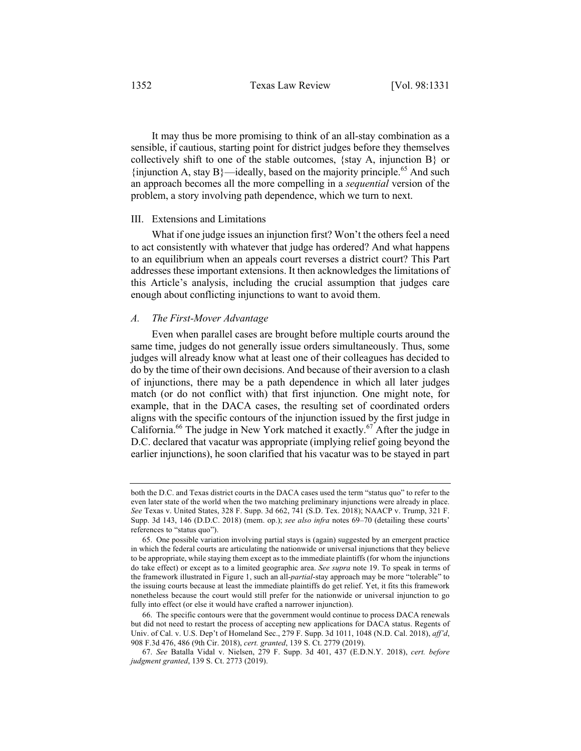It may thus be more promising to think of an all-stay combination as a sensible, if cautious, starting point for district judges before they themselves collectively shift to one of the stable outcomes, {stay A, injunction B} or {injunction A, stay B}—ideally, based on the majority principle.[65] And such an approach becomes all the more compelling in a *sequential* version of the problem, a story involving path dependence, which we turn to next.

## III. Extensions and Limitations

What if one judge issues an injunction first? Won't the others feel a need to act consistently with whatever that judge has ordered? And what happens to an equilibrium when an appeals court reverses a district court? This Part addresses these important extensions. It then acknowledges the limitations of this Article's analysis, including the crucial assumption that judges care enough about conflicting injunctions to want to avoid them.

### *A. The First-Mover Advantage*

Even when parallel cases are brought before multiple courts around the same time, judges do not generally issue orders simultaneously. Thus, some judges will already know what at least one of their colleagues has decided to do by the time of their own decisions. And because of their aversion to a clash of injunctions, there may be a path dependence in which all later judges match (or do not conflict with) that first injunction. One might note, for example, that in the DACA cases, the resulting set of coordinated orders aligns with the specific contours of the injunction issued by the first judge in California.[66] The judge in New York matched it exactly.[67] After the judge in D.C. declared that vacatur was appropriate (implying relief going beyond the earlier injunctions), he soon clarified that his vacatur was to be stayed in part

---

both the D.C. and Texas district courts in the DACA cases used the term "status quo" to refer to the even later state of the world when the two matching preliminary injunctions were already in place. *See* Texas v. United States, 328 F. Supp. 3d 662, 741 (S.D. Tex. 2018); NAACP v. Trump, 321 F. Supp. 3d 143, 146 (D.D.C. 2018) (mem. op.); *see also infra* notes 69–70 (detailing these courts' references to "status quo").

65. One possible variation involving partial stays is (again) suggested by an emergent practice in which the federal courts are articulating the nationwide or universal injunctions that they believe to be appropriate, while staying them except as to the immediate plaintiffs (for whom the injunctions do take effect) or except as to a limited geographic area. *See supra* note 19. To speak in terms of the framework illustrated in Figure 1, such an all-*partial*-stay approach may be more "tolerable" to the issuing courts because at least the immediate plaintiffs do get relief. Yet, it fits this framework nonetheless because the court would still prefer for the nationwide or universal injunction to go fully into effect (or else it would have crafted a narrower injunction).

66. The specific contours were that the government would continue to process DACA renewals but did not need to restart the process of accepting new applications for DACA status. Regents of Univ. of Cal. v. U.S. Dep't of Homeland Sec., 279 F. Supp. 3d 1011, 1048 (N.D. Cal. 2018), *aff'd*, 908 F.3d 476, 486 (9th Cir. 2018), *cert. granted*, 139 S. Ct. 2779 (2019).

67. *See* Batalla Vidal v. Nielsen, 279 F. Supp. 3d 401, 437 (E.D.N.Y. 2018), *cert. before judgment granted*, 139 S. Ct. 2773 (2019).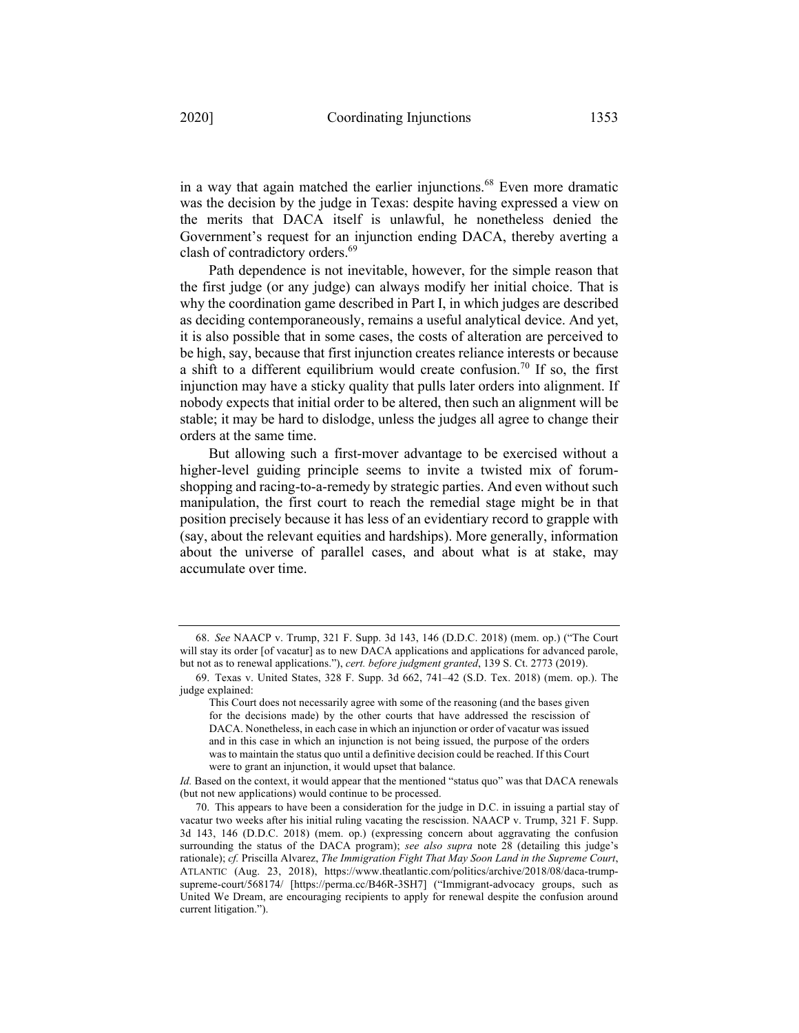in a way that again matched the earlier injunctions.[68] Even more dramatic was the decision by the judge in Texas: despite having expressed a view on the merits that DACA itself is unlawful, he nonetheless denied the Government's request for an injunction ending DACA, thereby averting a clash of contradictory orders.[69]

Path dependence is not inevitable, however, for the simple reason that the first judge (or any judge) can always modify her initial choice. That is why the coordination game described in Part I, in which judges are described as deciding contemporaneously, remains a useful analytical device. And yet, it is also possible that in some cases, the costs of alteration are perceived to be high, say, because that first injunction creates reliance interests or because a shift to a different equilibrium would create confusion.[70] If so, the first injunction may have a sticky quality that pulls later orders into alignment. If nobody expects that initial order to be altered, then such an alignment will be stable; it may be hard to dislodge, unless the judges all agree to change their orders at the same time.

But allowing such a first-mover advantage to be exercised without a higher-level guiding principle seems to invite a twisted mix of forum-shopping and racing-to-a-remedy by strategic parties. And even without such manipulation, the first court to reach the remedial stage might be in that position precisely because it has less of an evidentiary record to grapple with (say, about the relevant equities and hardships). More generally, information about the universe of parallel cases, and about what is at stake, may accumulate over time.

---

68. *See* NAACP v. Trump, 321 F. Supp. 3d 143, 146 (D.D.C. 2018) (mem. op.) ("The Court will stay its order [of vacatur] as to new DACA applications and applications for advanced parole, but not as to renewal applications."), *cert. before judgment granted*, 139 S. Ct. 2773 (2019).

69. Texas v. United States, 328 F. Supp. 3d 662, 741–42 (S.D. Tex. 2018) (mem. op.). The judge explained:

> This Court does not necessarily agree with some of the reasoning (and the bases given for the decisions made) by the other courts that have addressed the rescission of DACA. Nonetheless, in each case in which an injunction or order of vacatur was issued and in this case in which an injunction is not being issued, the purpose of the orders was to maintain the status quo until a definitive decision could be reached. If this Court were to grant an injunction, it would upset that balance.

*Id.* Based on the context, it would appear that the mentioned "status quo" was that DACA renewals (but not new applications) would continue to be processed.

70. This appears to have been a consideration for the judge in D.C. in issuing a partial stay of vacatur two weeks after his initial ruling vacating the rescission. NAACP v. Trump, 321 F. Supp. 3d 143, 146 (D.D.C. 2018) (mem. op.) (expressing concern about aggravating the confusion surrounding the status of the DACA program); *see also supra* note 28 (detailing this judge's rationale); *cf.* Priscilla Alvarez, *The Immigration Fight That May Soon Land in the Supreme Court*, ATLANTIC (Aug. 23, 2018), https://www.theatlantic.com/politics/archive/2018/08/daca-trump-supreme-court/568174/ [https://perma.cc/B46R-3SH7] ("Immigrant-advocacy groups, such as United We Dream, are encouraging recipients to apply for renewal despite the confusion around current litigation.").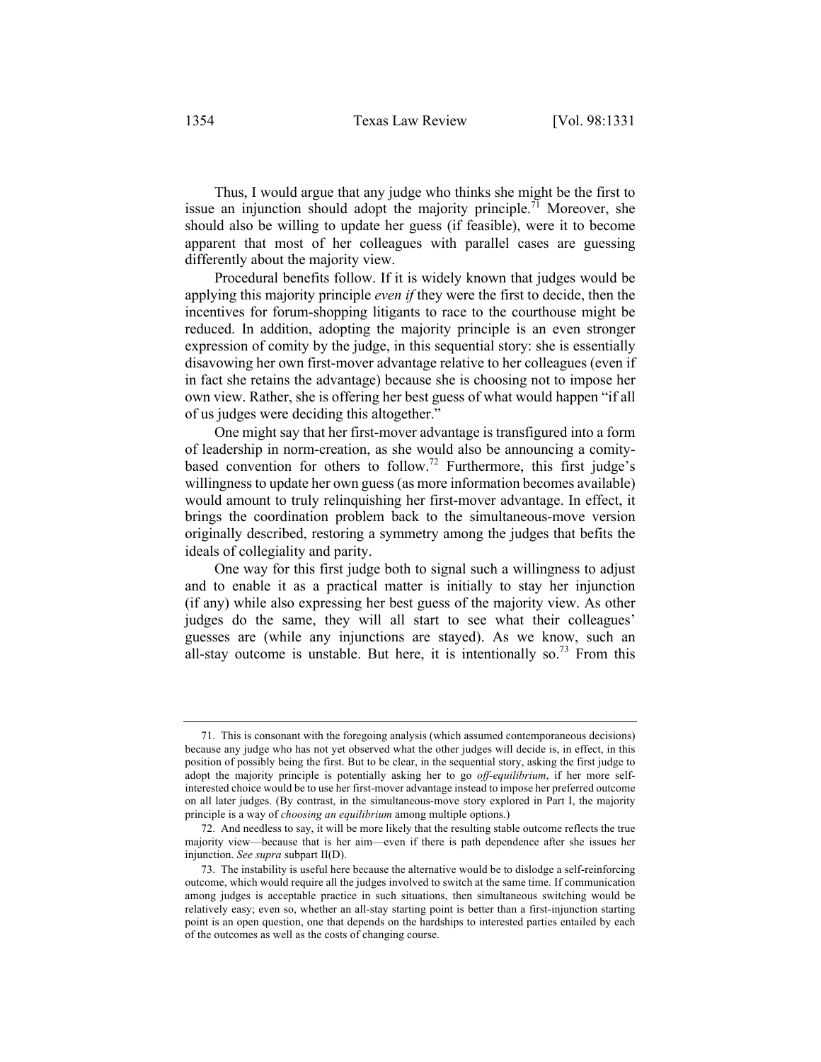Thus, I would argue that any judge who thinks she might be the first to issue an injunction should adopt the majority principle.[71] Moreover, she should also be willing to update her guess (if feasible), were it to become apparent that most of her colleagues with parallel cases are guessing differently about the majority view.

Procedural benefits follow. If it is widely known that judges would be applying this majority principle *even if* they were the first to decide, then the incentives for forum-shopping litigants to race to the courthouse might be reduced. In addition, adopting the majority principle is an even stronger expression of comity by the judge, in this sequential story: she is essentially disavowing her own first-mover advantage relative to her colleagues (even if in fact she retains the advantage) because she is choosing not to impose her own view. Rather, she is offering her best guess of what would happen "if all of us judges were deciding this altogether."

One might say that her first-mover advantage is transfigured into a form of leadership in norm-creation, as she would also be announcing a comity-based convention for others to follow.[72] Furthermore, this first judge's willingness to update her own guess (as more information becomes available) would amount to truly relinquishing her first-mover advantage. In effect, it brings the coordination problem back to the simultaneous-move version originally described, restoring a symmetry among the judges that befits the ideals of collegiality and parity.

One way for this first judge both to signal such a willingness to adjust and to enable it as a practical matter is initially to stay her injunction (if any) while also expressing her best guess of the majority view. As other judges do the same, they will all start to see what their colleagues' guesses are (while any injunctions are stayed). As we know, such an all-stay outcome is unstable. But here, it is intentionally so.[73] From this

---

71. This is consonant with the foregoing analysis (which assumed contemporaneous decisions) because any judge who has not yet observed what the other judges will decide is, in effect, in this position of possibly being the first. But to be clear, in the sequential story, asking the first judge to adopt the majority principle is potentially asking her to go *off-equilibrium*, if her more self-interested choice would be to use her first-mover advantage instead to impose her preferred outcome on all later judges. (By contrast, in the simultaneous-move story explored in Part I, the majority principle is a way of *choosing an equilibrium* among multiple options.)

72. And needless to say, it will be more likely that the resulting stable outcome reflects the true majority view—because that is her aim—even if there is path dependence after she issues her injunction. *See supra* subpart II(D).

73. The instability is useful here because the alternative would be to dislodge a self-reinforcing outcome, which would require all the judges involved to switch at the same time. If communication among judges is acceptable practice in such situations, then simultaneous switching would be relatively easy; even so, whether an all-stay starting point is better than a first-injunction starting point is an open question, one that depends on the hardships to interested parties entailed by each of the outcomes as well as the costs of changing course.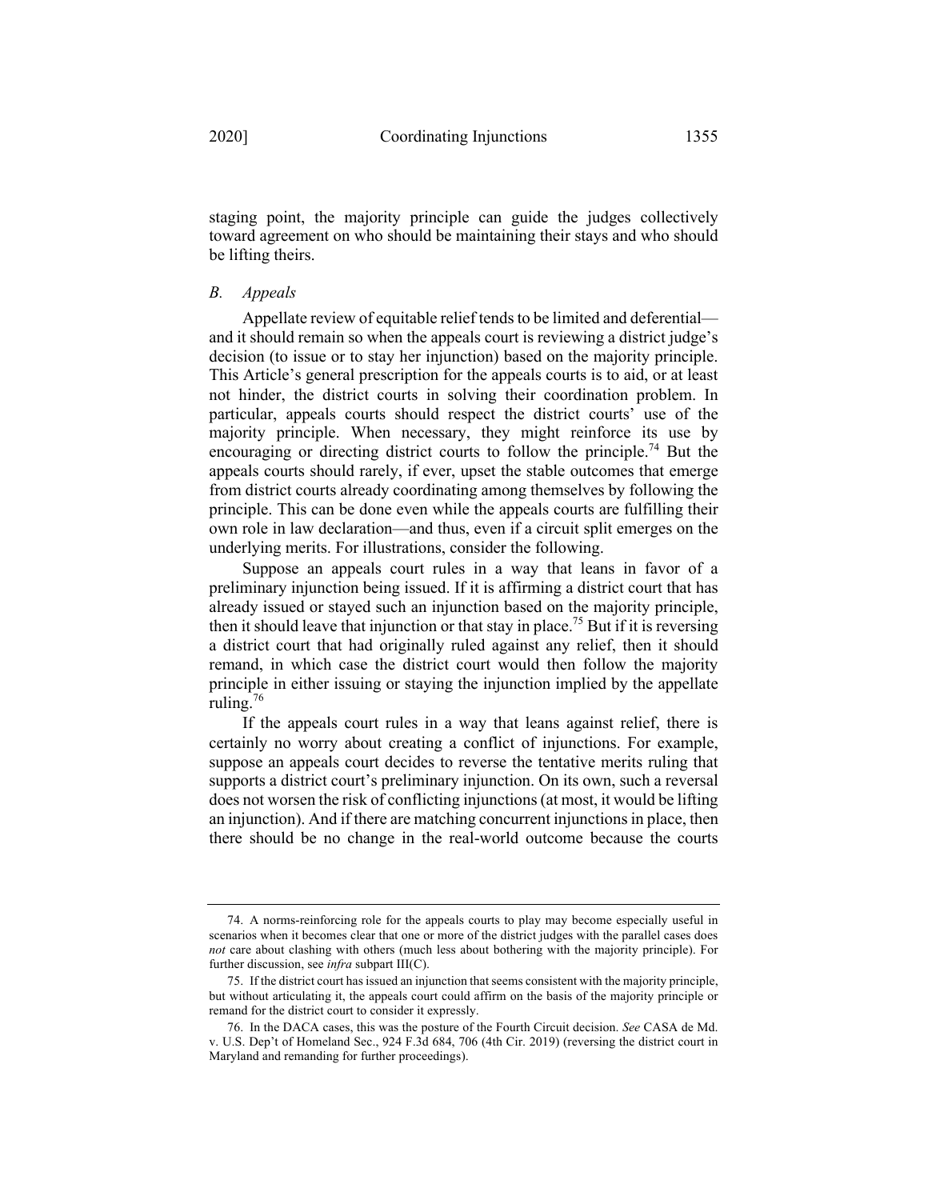staging point, the majority principle can guide the judges collectively toward agreement on who should be maintaining their stays and who should be lifting theirs.

### *B. Appeals*

Appellate review of equitable relief tends to be limited and deferential—and it should remain so when the appeals court is reviewing a district judge's decision (to issue or to stay her injunction) based on the majority principle. This Article's general prescription for the appeals courts is to aid, or at least not hinder, the district courts in solving their coordination problem. In particular, appeals courts should respect the district courts' use of the majority principle. When necessary, they might reinforce its use by encouraging or directing district courts to follow the principle.[74] But the appeals courts should rarely, if ever, upset the stable outcomes that emerge from district courts already coordinating among themselves by following the principle. This can be done even while the appeals courts are fulfilling their own role in law declaration—and thus, even if a circuit split emerges on the underlying merits. For illustrations, consider the following.

Suppose an appeals court rules in a way that leans in favor of a preliminary injunction being issued. If it is affirming a district court that has already issued or stayed such an injunction based on the majority principle, then it should leave that injunction or that stay in place.[75] But if it is reversing a district court that had originally ruled against any relief, then it should remand, in which case the district court would then follow the majority principle in either issuing or staying the injunction implied by the appellate ruling.[76]

If the appeals court rules in a way that leans against relief, there is certainly no worry about creating a conflict of injunctions. For example, suppose an appeals court decides to reverse the tentative merits ruling that supports a district court's preliminary injunction. On its own, such a reversal does not worsen the risk of conflicting injunctions (at most, it would be lifting an injunction). And if there are matching concurrent injunctions in place, then there should be no change in the real-world outcome because the courts

---

74. A norms-reinforcing role for the appeals courts to play may become especially useful in scenarios when it becomes clear that one or more of the district judges with the parallel cases does *not* care about clashing with others (much less about bothering with the majority principle). For further discussion, see *infra* subpart III(C).

75. If the district court has issued an injunction that seems consistent with the majority principle, but without articulating it, the appeals court could affirm on the basis of the majority principle or remand for the district court to consider it expressly.

76. In the DACA cases, this was the posture of the Fourth Circuit decision. *See* CASA de Md. v. U.S. Dep't of Homeland Sec., 924 F.3d 684, 706 (4th Cir. 2019) (reversing the district court in Maryland and remanding for further proceedings).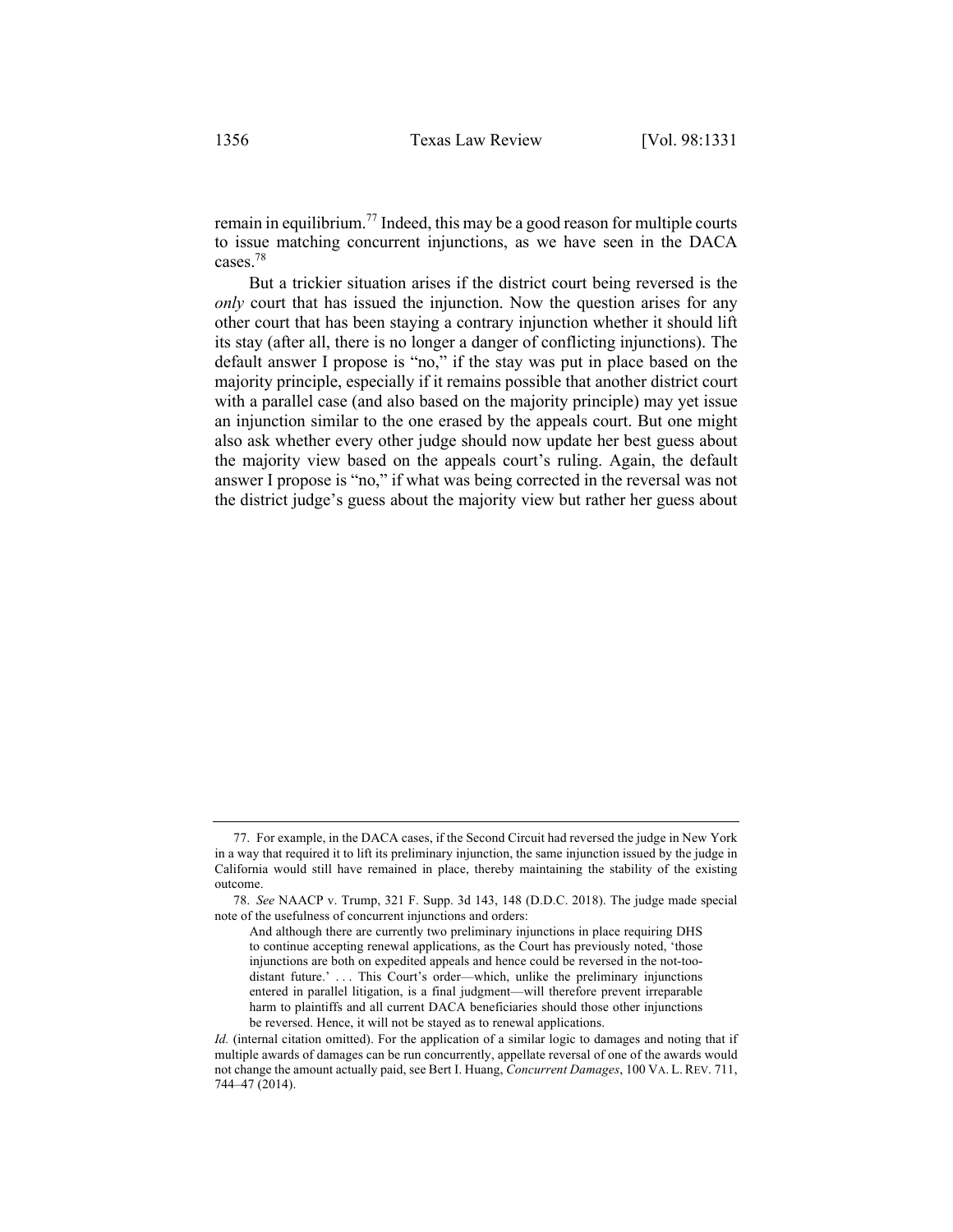remain in equilibrium.[77] Indeed, this may be a good reason for multiple courts to issue matching concurrent injunctions, as we have seen in the DACA cases.[78]

But a trickier situation arises if the district court being reversed is the *only* court that has issued the injunction. Now the question arises for any other court that has been staying a contrary injunction whether it should lift its stay (after all, there is no longer a danger of conflicting injunctions). The default answer I propose is "no," if the stay was put in place based on the majority principle, especially if it remains possible that another district court with a parallel case (and also based on the majority principle) may yet issue an injunction similar to the one erased by the appeals court. But one might also ask whether every other judge should now update her best guess about the majority view based on the appeals court's ruling. Again, the default answer I propose is "no," if what was being corrected in the reversal was not the district judge's guess about the majority view but rather her guess about

---

77. For example, in the DACA cases, if the Second Circuit had reversed the judge in New York in a way that required it to lift its preliminary injunction, the same injunction issued by the judge in California would still have remained in place, thereby maintaining the stability of the existing outcome.

78. *See* NAACP v. Trump, 321 F. Supp. 3d 143, 148 (D.D.C. 2018). The judge made special note of the usefulness of concurrent injunctions and orders:

> And although there are currently two preliminary injunctions in place requiring DHS to continue accepting renewal applications, as the Court has previously noted, 'those injunctions are both on expedited appeals and hence could be reversed in the not-too-distant future.' . . . This Court's order—which, unlike the preliminary injunctions entered in parallel litigation, is a final judgment—will therefore prevent irreparable harm to plaintiffs and all current DACA beneficiaries should those other injunctions be reversed. Hence, it will not be stayed as to renewal applications.

*Id.* (internal citation omitted). For the application of a similar logic to damages and noting that if multiple awards of damages can be run concurrently, appellate reversal of one of the awards would not change the amount actually paid, see Bert I. Huang, *Concurrent Damages*, 100 VA. L. REV. 711, 744–47 (2014).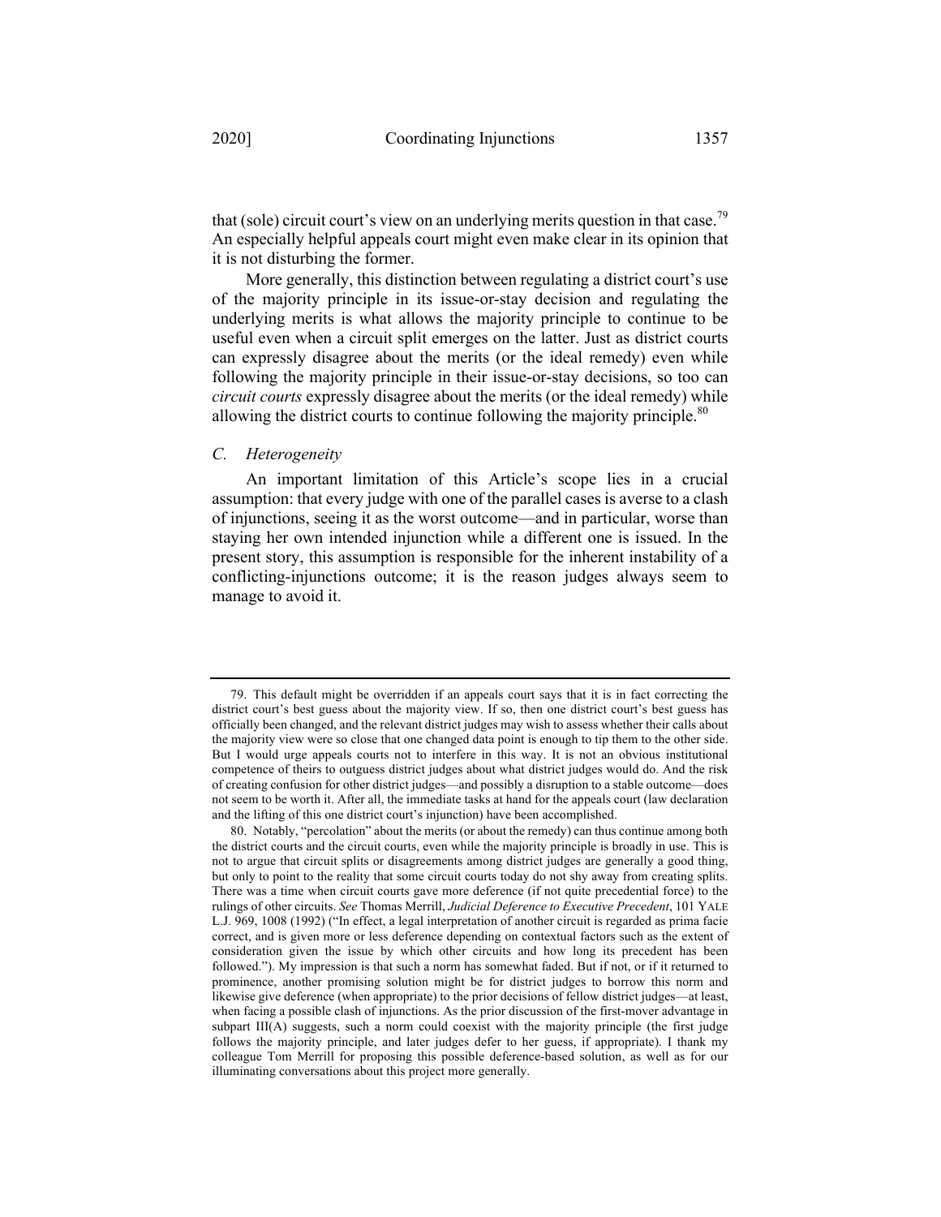that (sole) circuit court's view on an underlying merits question in that case.[79] An especially helpful appeals court might even make clear in its opinion that it is not disturbing the former.

More generally, this distinction between regulating a district court's use of the majority principle in its issue-or-stay decision and regulating the underlying merits is what allows the majority principle to continue to be useful even when a circuit split emerges on the latter. Just as district courts can expressly disagree about the merits (or the ideal remedy) even while following the majority principle in their issue-or-stay decisions, so too can *circuit courts* expressly disagree about the merits (or the ideal remedy) while allowing the district courts to continue following the majority principle.[80]

### *C. Heterogeneity*

An important limitation of this Article's scope lies in a crucial assumption: that every judge with one of the parallel cases is averse to a clash of injunctions, seeing it as the worst outcome—and in particular, worse than staying her own intended injunction while a different one is issued. In the present story, this assumption is responsible for the inherent instability of a conflicting-injunctions outcome; it is the reason judges always seem to manage to avoid it.

---

79. This default might be overridden if an appeals court says that it is in fact correcting the district court's best guess about the majority view. If so, then one district court's best guess has officially been changed, and the relevant district judges may wish to assess whether their calls about the majority view were so close that one changed data point is enough to tip them to the other side. But I would urge appeals courts not to interfere in this way. It is not an obvious institutional competence of theirs to outguess district judges about what district judges would do. And the risk of creating confusion for other district judges—and possibly a disruption to a stable outcome—does not seem to be worth it. After all, the immediate tasks at hand for the appeals court (law declaration and the lifting of this one district court's injunction) have been accomplished.

80. Notably, "percolation" about the merits (or about the remedy) can thus continue among both the district courts and the circuit courts, even while the majority principle is broadly in use. This is not to argue that circuit splits or disagreements among district judges are generally a good thing, but only to point to the reality that some circuit courts today do not shy away from creating splits. There was a time when circuit courts gave more deference (if not quite precedential force) to the rulings of other circuits. *See* Thomas Merrill, *Judicial Deference to Executive Precedent*, 101 YALE L.J. 969, 1008 (1992) ("In effect, a legal interpretation of another circuit is regarded as prima facie correct, and is given more or less deference depending on contextual factors such as the extent of consideration given the issue by which other circuits and how long its precedent has been followed."). My impression is that such a norm has somewhat faded. But if not, or if it returned to prominence, another promising solution might be for district judges to borrow this norm and likewise give deference (when appropriate) to the prior decisions of fellow district judges—at least, when facing a possible clash of injunctions. As the prior discussion of the first-mover advantage in subpart III(A) suggests, such a norm could coexist with the majority principle (the first judge follows the majority principle, and later judges defer to her guess, if appropriate). I thank my colleague Tom Merrill for proposing this possible deference-based solution, as well as for our illuminating conversations about this project more generally.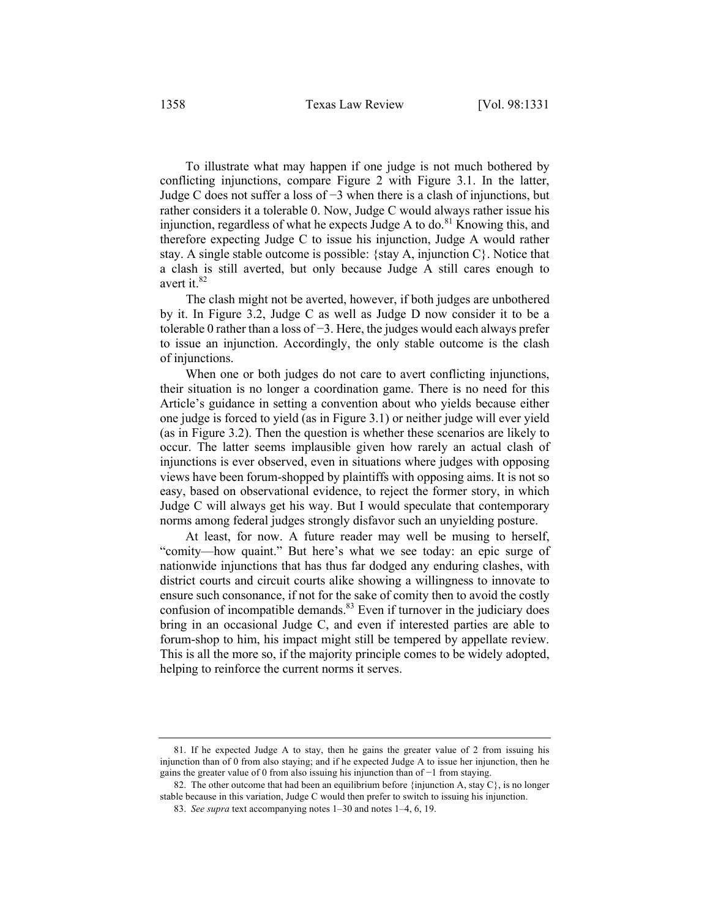To illustrate what may happen if one judge is not much bothered by conflicting injunctions, compare Figure 2 with Figure 3.1. In the latter, Judge C does not suffer a loss of −3 when there is a clash of injunctions, but rather considers it a tolerable 0. Now, Judge C would always rather issue his injunction, regardless of what he expects Judge A to do.[81] Knowing this, and therefore expecting Judge C to issue his injunction, Judge A would rather stay. A single stable outcome is possible: {stay A, injunction C}. Notice that a clash is still averted, but only because Judge A still cares enough to avert it.[82]

The clash might not be averted, however, if both judges are unbothered by it. In Figure 3.2, Judge C as well as Judge D now consider it to be a tolerable 0 rather than a loss of −3. Here, the judges would each always prefer to issue an injunction. Accordingly, the only stable outcome is the clash of injunctions.

When one or both judges do not care to avert conflicting injunctions, their situation is no longer a coordination game. There is no need for this Article's guidance in setting a convention about who yields because either one judge is forced to yield (as in Figure 3.1) or neither judge will ever yield (as in Figure 3.2). Then the question is whether these scenarios are likely to occur. The latter seems implausible given how rarely an actual clash of injunctions is ever observed, even in situations where judges with opposing views have been forum-shopped by plaintiffs with opposing aims. It is not so easy, based on observational evidence, to reject the former story, in which Judge C will always get his way. But I would speculate that contemporary norms among federal judges strongly disfavor such an unyielding posture.

At least, for now. A future reader may well be musing to herself, "comity—how quaint." But here's what we see today: an epic surge of nationwide injunctions that has thus far dodged any enduring clashes, with district courts and circuit courts alike showing a willingness to innovate to ensure such consonance, if not for the sake of comity then to avoid the costly confusion of incompatible demands.[83] Even if turnover in the judiciary does bring in an occasional Judge C, and even if interested parties are able to forum-shop to him, his impact might still be tempered by appellate review. This is all the more so, if the majority principle comes to be widely adopted, helping to reinforce the current norms it serves.

---

81. If he expected Judge A to stay, then he gains the greater value of 2 from issuing his injunction than of 0 from also staying; and if he expected Judge A to issue her injunction, then he gains the greater value of 0 from also issuing his injunction than of −1 from staying.

82. The other outcome that had been an equilibrium before {injunction A, stay C}, is no longer stable because in this variation, Judge C would then prefer to switch to issuing his injunction.

83. *See supra* text accompanying notes 1–30 and notes 1–4, 6, 19.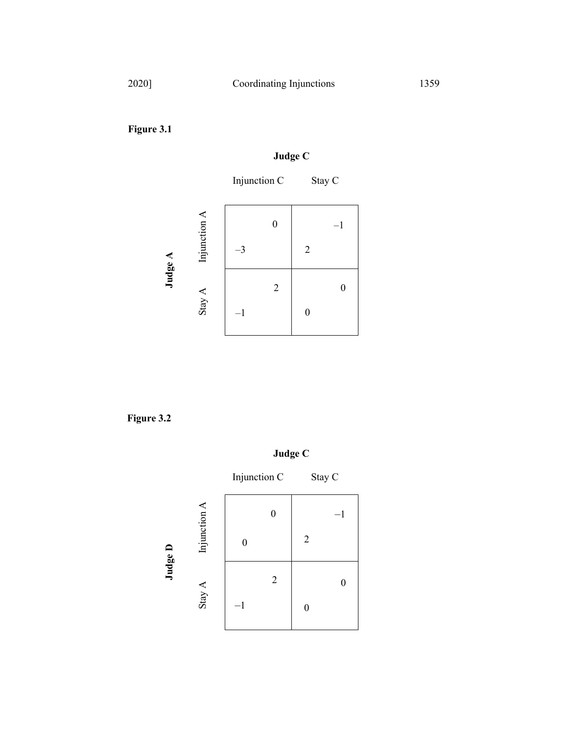**Figure 3.1**

**Judge C** (columns) / **Judge A** (rows)

| | Injunction C | Stay C |
|---|---|---|
| **Injunction A** | –3, 0 | 2, –1 |
| **Stay A** | –1, 2 | 0, 0 |

**Figure 3.2**

**Judge C** (columns) / **Judge D** (rows)

| | Injunction C | Stay C |
|---|---|---|
| **Injunction A** | 0, 0 | 2, –1 |
| **Stay A** | –1, 2 | 0, 0 |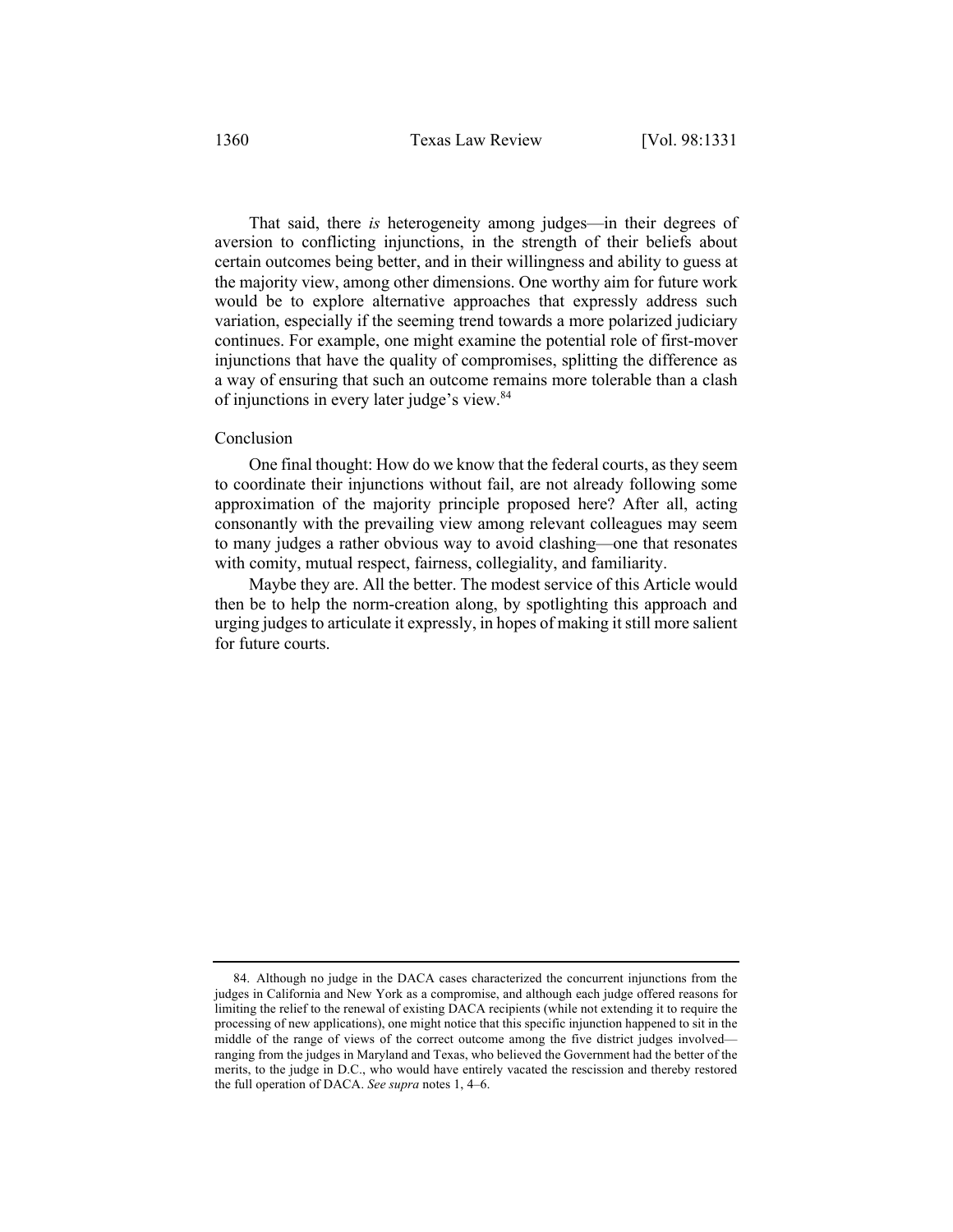That said, there *is* heterogeneity among judges—in their degrees of aversion to conflicting injunctions, in the strength of their beliefs about certain outcomes being better, and in their willingness and ability to guess at the majority view, among other dimensions. One worthy aim for future work would be to explore alternative approaches that expressly address such variation, especially if the seeming trend towards a more polarized judiciary continues. For example, one might examine the potential role of first-mover injunctions that have the quality of compromises, splitting the difference as a way of ensuring that such an outcome remains more tolerable than a clash of injunctions in every later judge's view.[84]

## Conclusion

One final thought: How do we know that the federal courts, as they seem to coordinate their injunctions without fail, are not already following some approximation of the majority principle proposed here? After all, acting consonantly with the prevailing view among relevant colleagues may seem to many judges a rather obvious way to avoid clashing—one that resonates with comity, mutual respect, fairness, collegiality, and familiarity.

Maybe they are. All the better. The modest service of this Article would then be to help the norm-creation along, by spotlighting this approach and urging judges to articulate it expressly, in hopes of making it still more salient for future courts.

---

84. Although no judge in the DACA cases characterized the concurrent injunctions from the judges in California and New York as a compromise, and although each judge offered reasons for limiting the relief to the renewal of existing DACA recipients (while not extending it to require the processing of new applications), one might notice that this specific injunction happened to sit in the middle of the range of views of the correct outcome among the five district judges involved—ranging from the judges in Maryland and Texas, who believed the Government had the better of the merits, to the judge in D.C., who would have entirely vacated the rescission and thereby restored the full operation of DACA. *See supra* notes 1, 4–6.